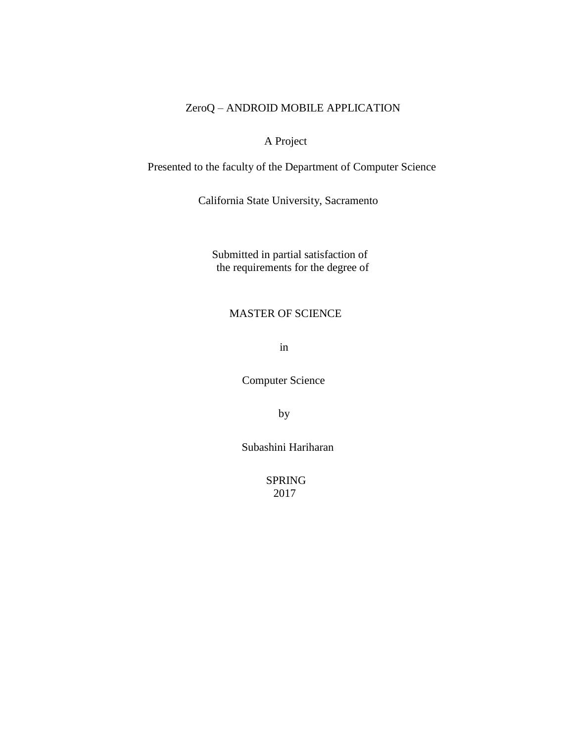# ZeroQ – ANDROID MOBILE APPLICATION

A Project

Presented to the faculty of the Department of Computer Science

California State University, Sacramento

Submitted in partial satisfaction of
the requirements for the degree of

MASTER OF SCIENCE

in

Computer Science

by

Subashini Hariharan

SPRING
2017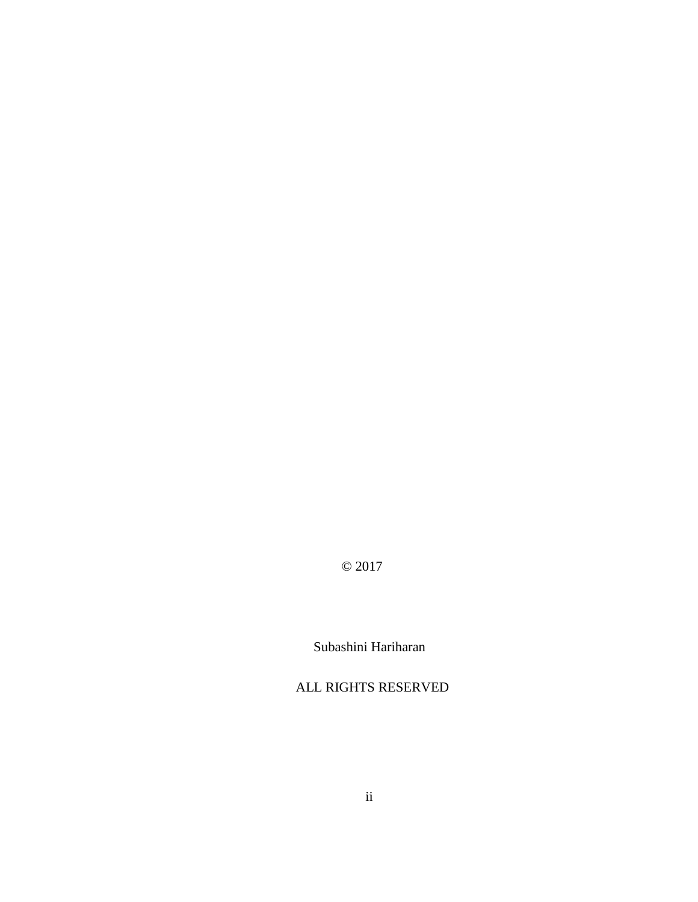© 2017

Subashini Hariharan

ALL RIGHTS RESERVED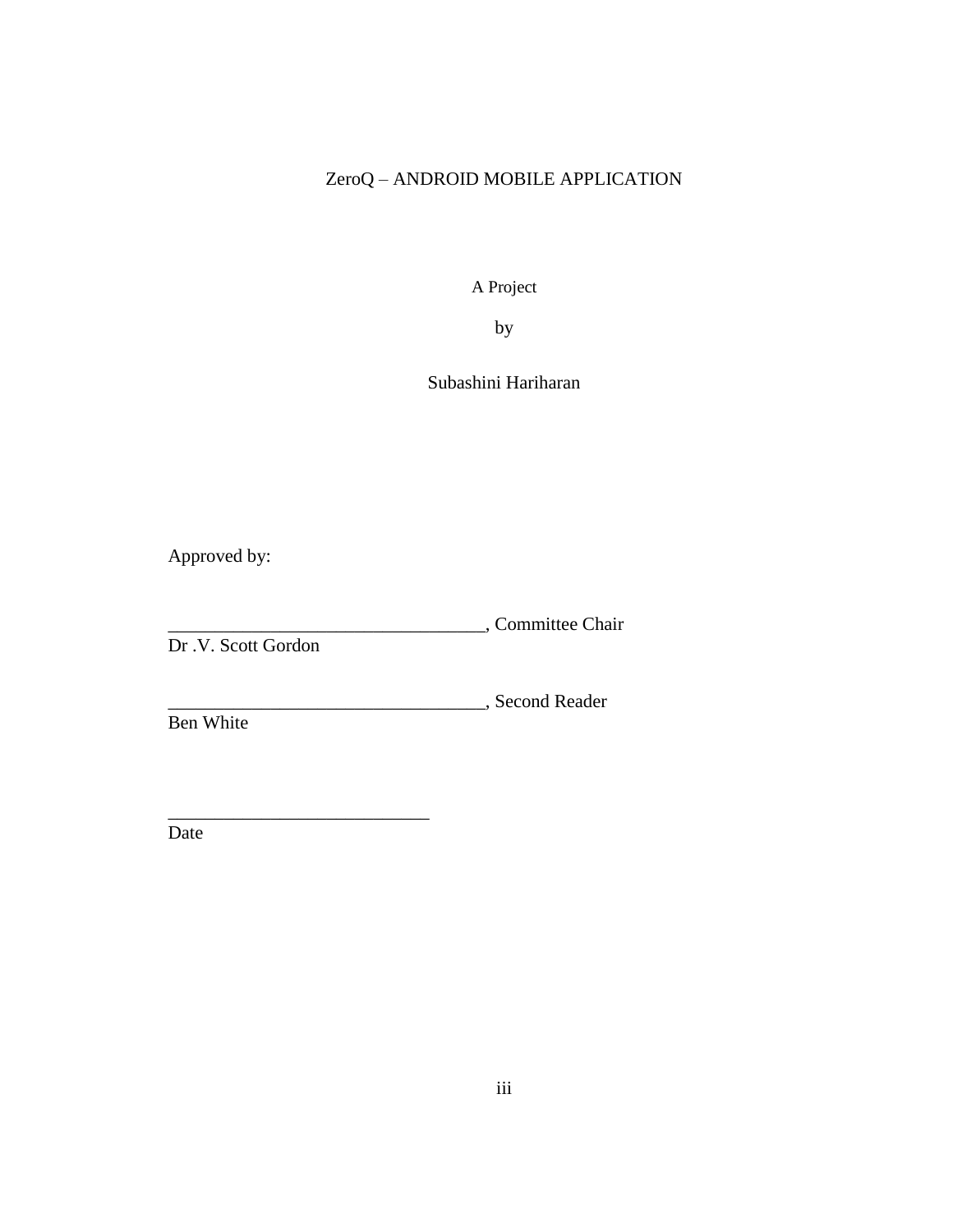ZeroQ – ANDROID MOBILE APPLICATION

A Project

by

Subashini Hariharan

Approved by:

__________________________________, Committee Chair
Dr .V. Scott Gordon

__________________________________, Second Reader
Ben White

____________________________
Date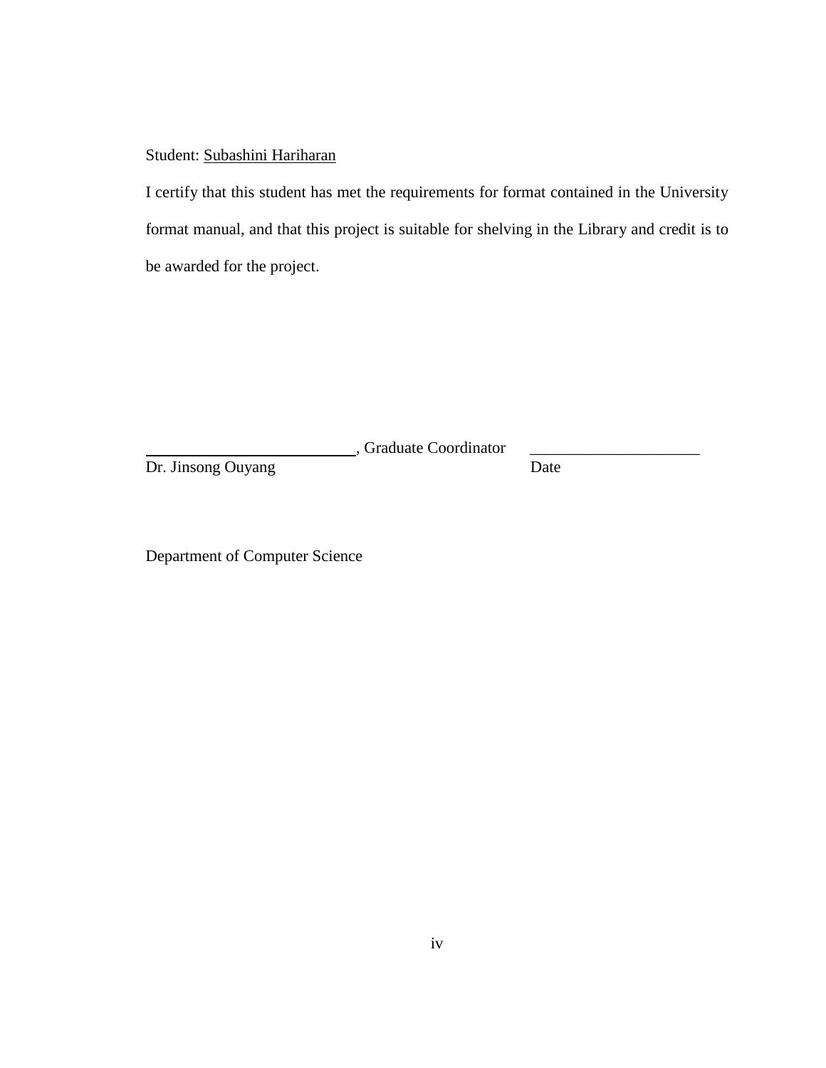Student: Subashini Hariharan

I certify that this student has met the requirements for format contained in the University format manual, and that this project is suitable for shelving in the Library and credit is to be awarded for the project.

\_\_\_\_\_\_\_\_\_\_\_\_\_\_\_\_\_\_\_\_\_\_\_\_\_\_, Graduate Coordinator     \_\_\_\_\_\_\_\_\_\_\_\_\_\_\_\_\_\_\_\_\_
Dr. Jinsong Ouyang                                                        Date

Department of Computer Science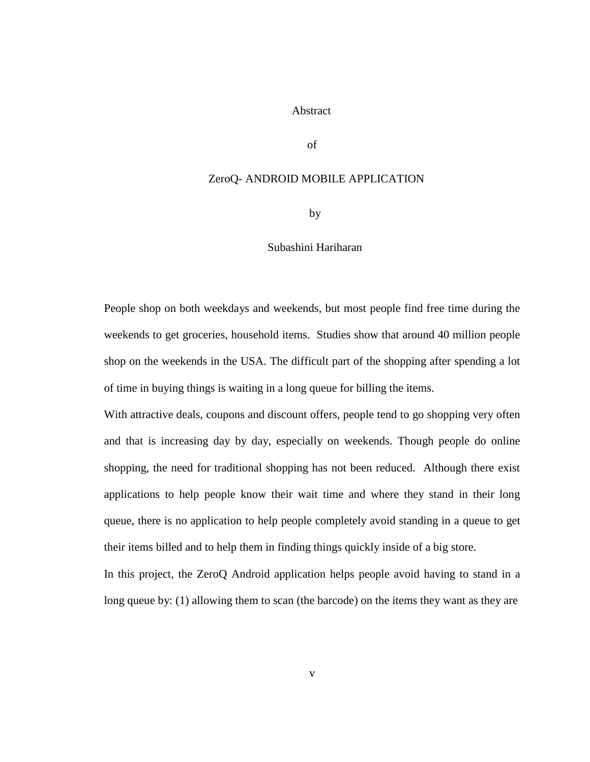# Abstract

of

ZeroQ- ANDROID MOBILE APPLICATION

by

Subashini Hariharan

People shop on both weekdays and weekends, but most people find free time during the weekends to get groceries, household items. Studies show that around 40 million people shop on the weekends in the USA. The difficult part of the shopping after spending a lot of time in buying things is waiting in a long queue for billing the items.

With attractive deals, coupons and discount offers, people tend to go shopping very often and that is increasing day by day, especially on weekends. Though people do online shopping, the need for traditional shopping has not been reduced. Although there exist applications to help people know their wait time and where they stand in their long queue, there is no application to help people completely avoid standing in a queue to get their items billed and to help them in finding things quickly inside of a big store.

In this project, the ZeroQ Android application helps people avoid having to stand in a long queue by: (1) allowing them to scan (the barcode) on the items they want as they are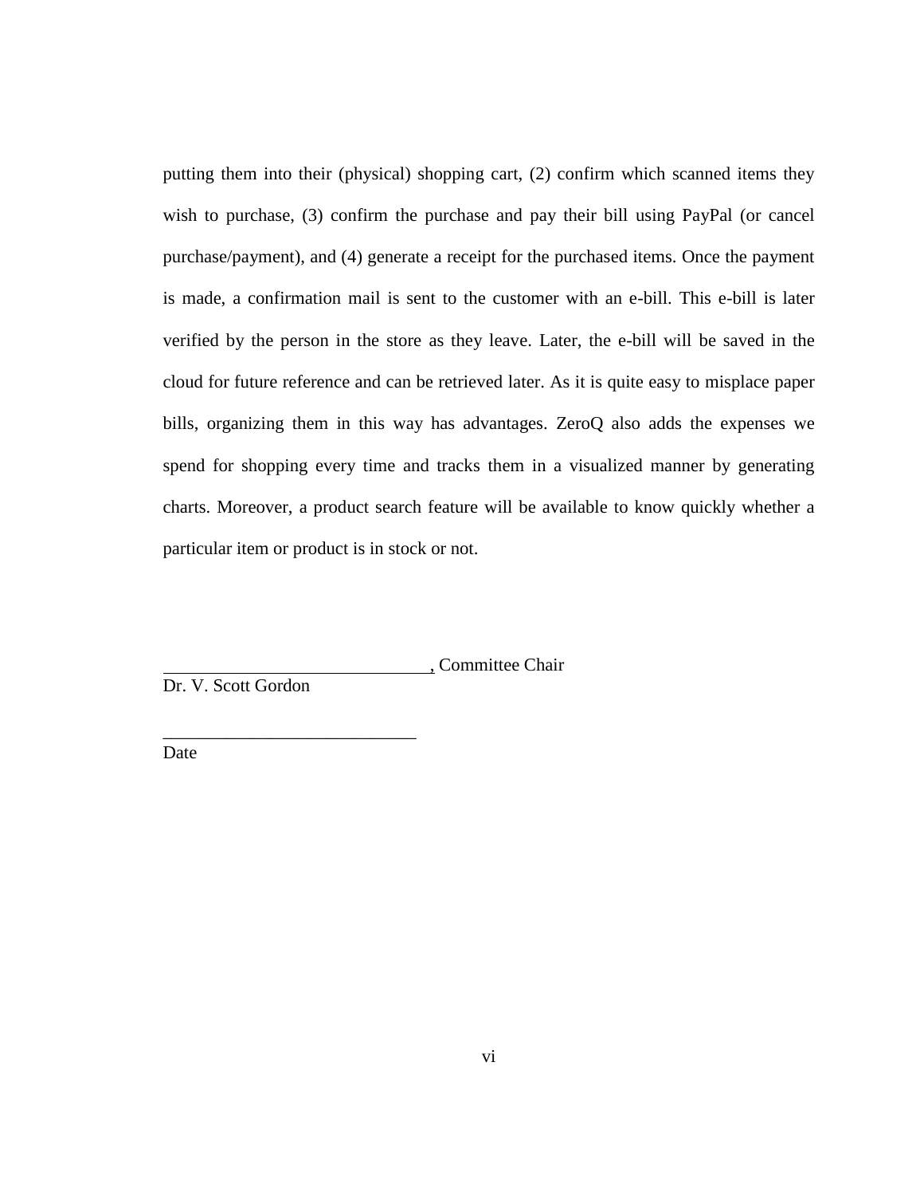putting them into their (physical) shopping cart, (2) confirm which scanned items they wish to purchase, (3) confirm the purchase and pay their bill using PayPal (or cancel purchase/payment), and (4) generate a receipt for the purchased items. Once the payment is made, a confirmation mail is sent to the customer with an e-bill. This e-bill is later verified by the person in the store as they leave. Later, the e-bill will be saved in the cloud for future reference and can be retrieved later. As it is quite easy to misplace paper bills, organizing them in this way has advantages. ZeroQ also adds the expenses we spend for shopping every time and tracks them in a visualized manner by generating charts. Moreover, a product search feature will be available to know quickly whether a particular item or product is in stock or not.

______________________________, Committee Chair
Dr. V. Scott Gordon

____________________________
Date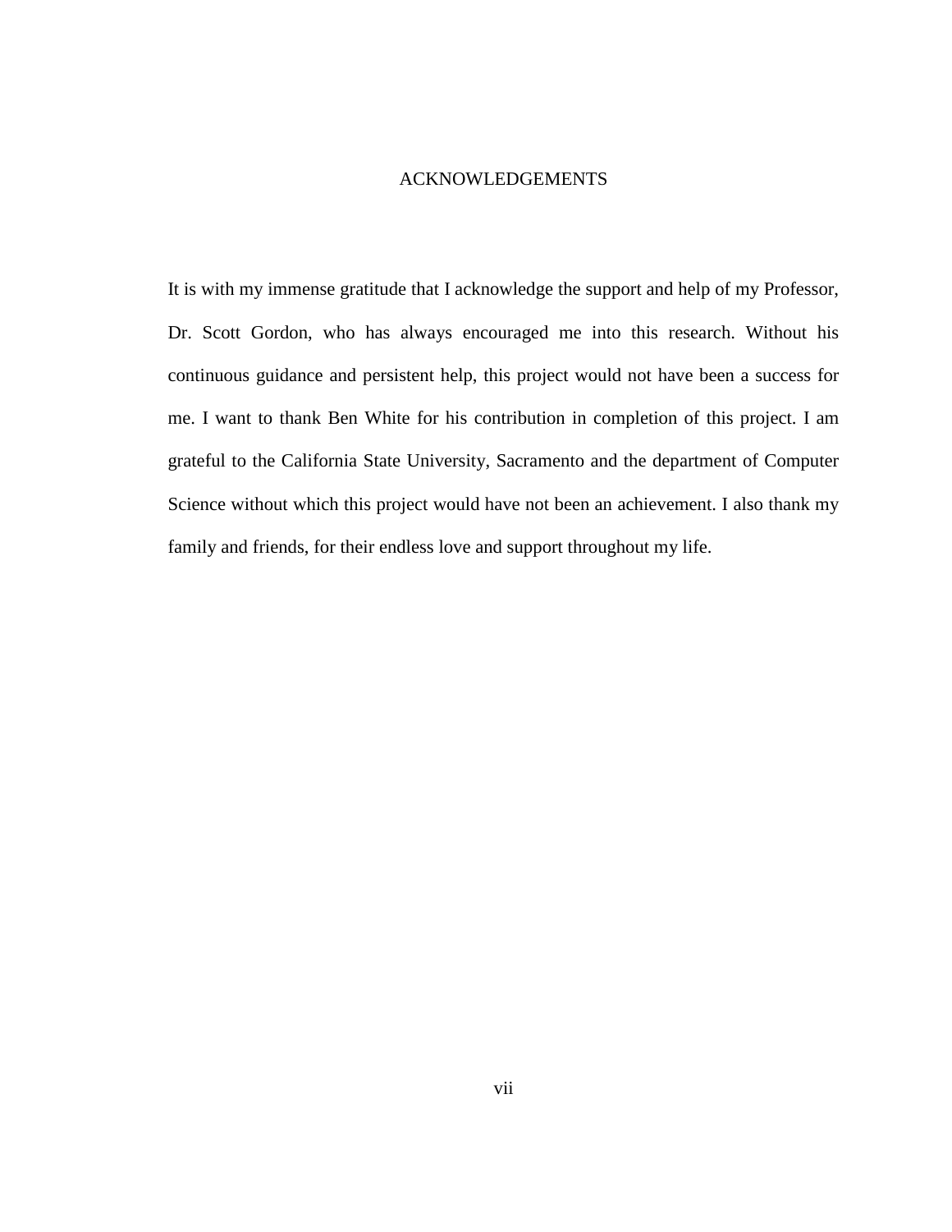# ACKNOWLEDGEMENTS

It is with my immense gratitude that I acknowledge the support and help of my Professor, Dr. Scott Gordon, who has always encouraged me into this research. Without his continuous guidance and persistent help, this project would not have been a success for me. I want to thank Ben White for his contribution in completion of this project. I am grateful to the California State University, Sacramento and the department of Computer Science without which this project would have not been an achievement. I also thank my family and friends, for their endless love and support throughout my life.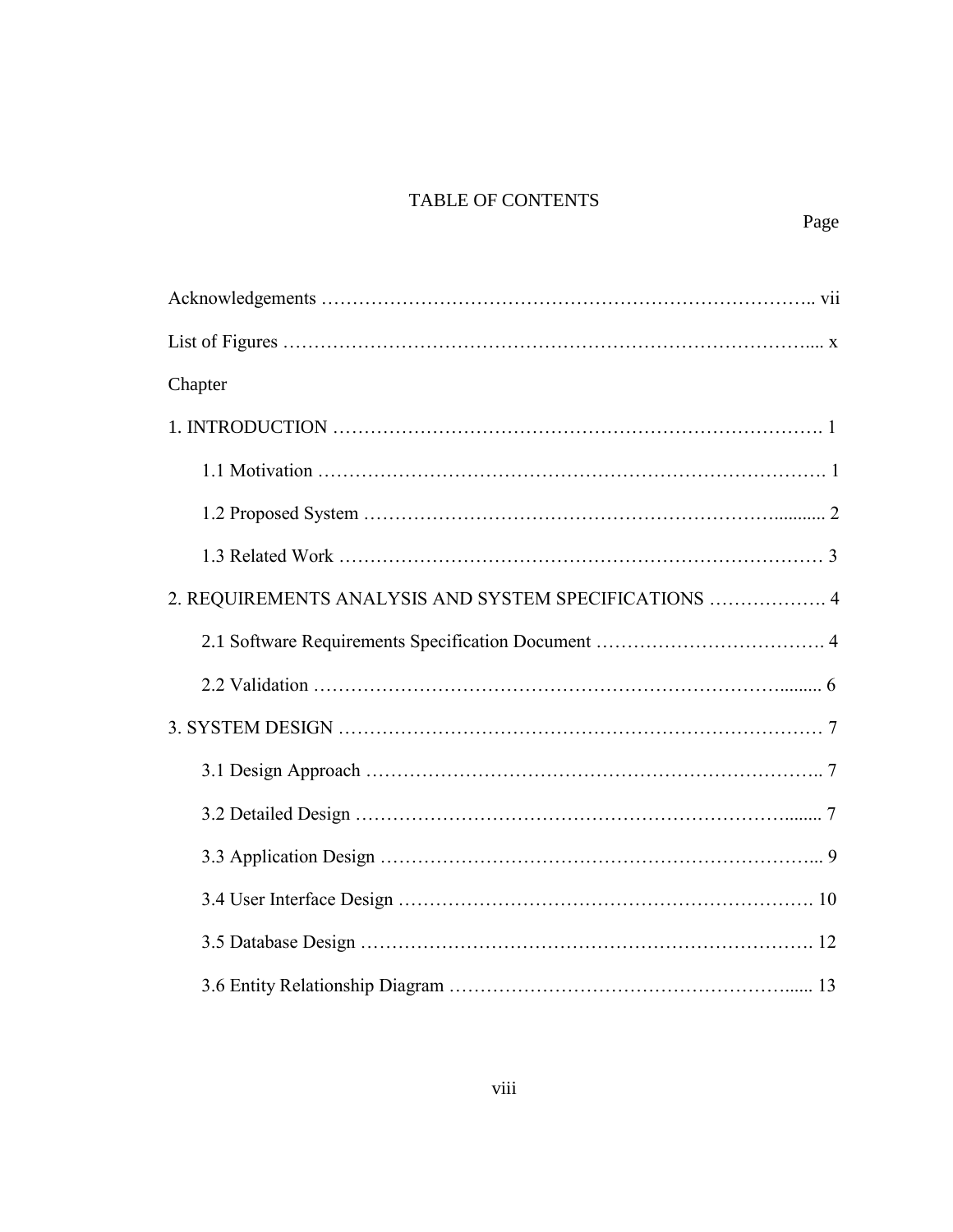# TABLE OF CONTENTS

Page

Acknowledgements ………………………………………………………………….. vii

List of Figures ………………………………………………………………………... x

Chapter

1. INTRODUCTION ……………………………………………………………………. 1

    1.1 Motivation ………………………………………………………………………. 1

    1.2 Proposed System ……………………………………………………….……........... 2

    1.3 Related Work ……………………………………………………………………… 3

2. REQUIREMENTS ANALYSIS AND SYSTEM SPECIFICATIONS ………………. 4

    2.1 Software Requirements Specification Document ………………………………. 4

    2.2 Validation ………………………………………………………………….......... 6

3. SYSTEM DESIGN …………………………………………………………………… 7

    3.1 Design Approach ……………………………………………………………….. 7

    3.2 Detailed Design ……………………………………………………………......... 7

    3.3 Application Design …………………………………………………………….... 9

    3.4 User Interface Design ………………………………………………………….. 10

    3.5 Database Design ………………………………………………………………. 12

    3.6 Entity Relationship Diagram ……………………………………………......... 13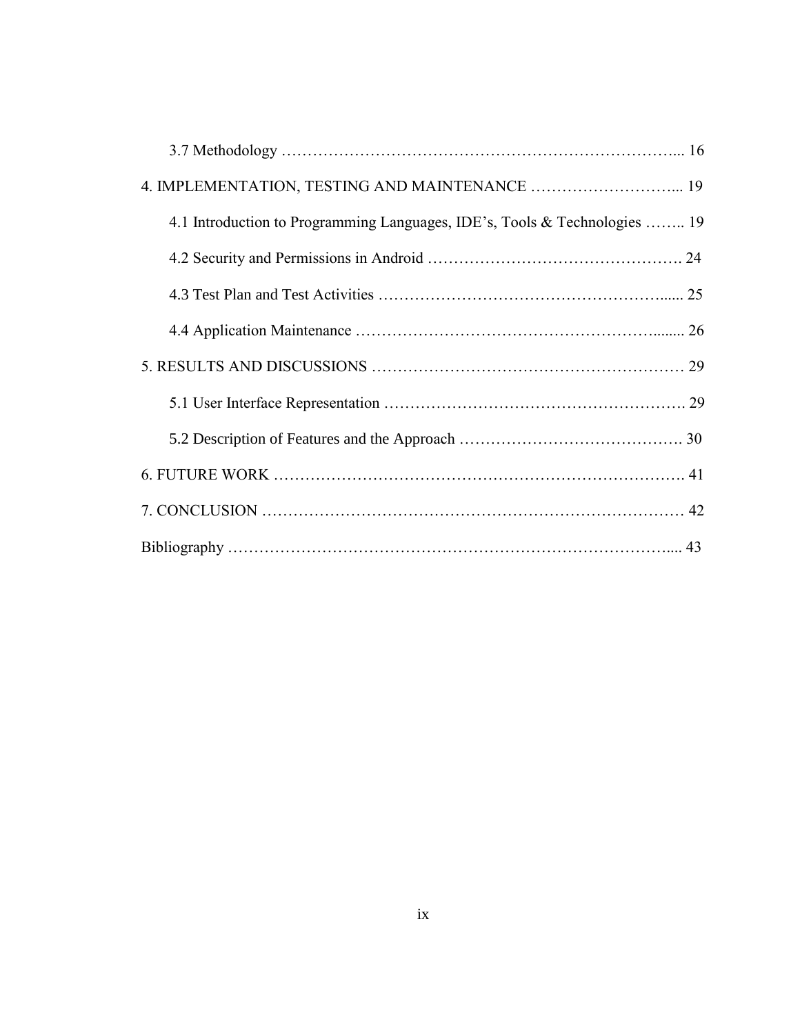3.7 Methodology ………………………………………………………………... 16

4. IMPLEMENTATION, TESTING AND MAINTENANCE ……………………….. 19

4.1 Introduction to Programming Languages, IDE's, Tools & Technologies …….. 19

4.2 Security and Permissions in Android ………………………………………. 24

4.3 Test Plan and Test Activities ……………………………………………...... 25

4.4 Application Maintenance ……………………………………………........ 26

5. RESULTS AND DISCUSSIONS …………………………………………………… 29

5.1 User Interface Representation …………………………………………………. 29

5.2 Description of Features and the Approach ……………………………………. 30

6. FUTURE WORK ………………………………………………………………………. 41

7. CONCLUSION ……………………………………………………………………… 42

Bibliography ……………………………………………………………………….... 43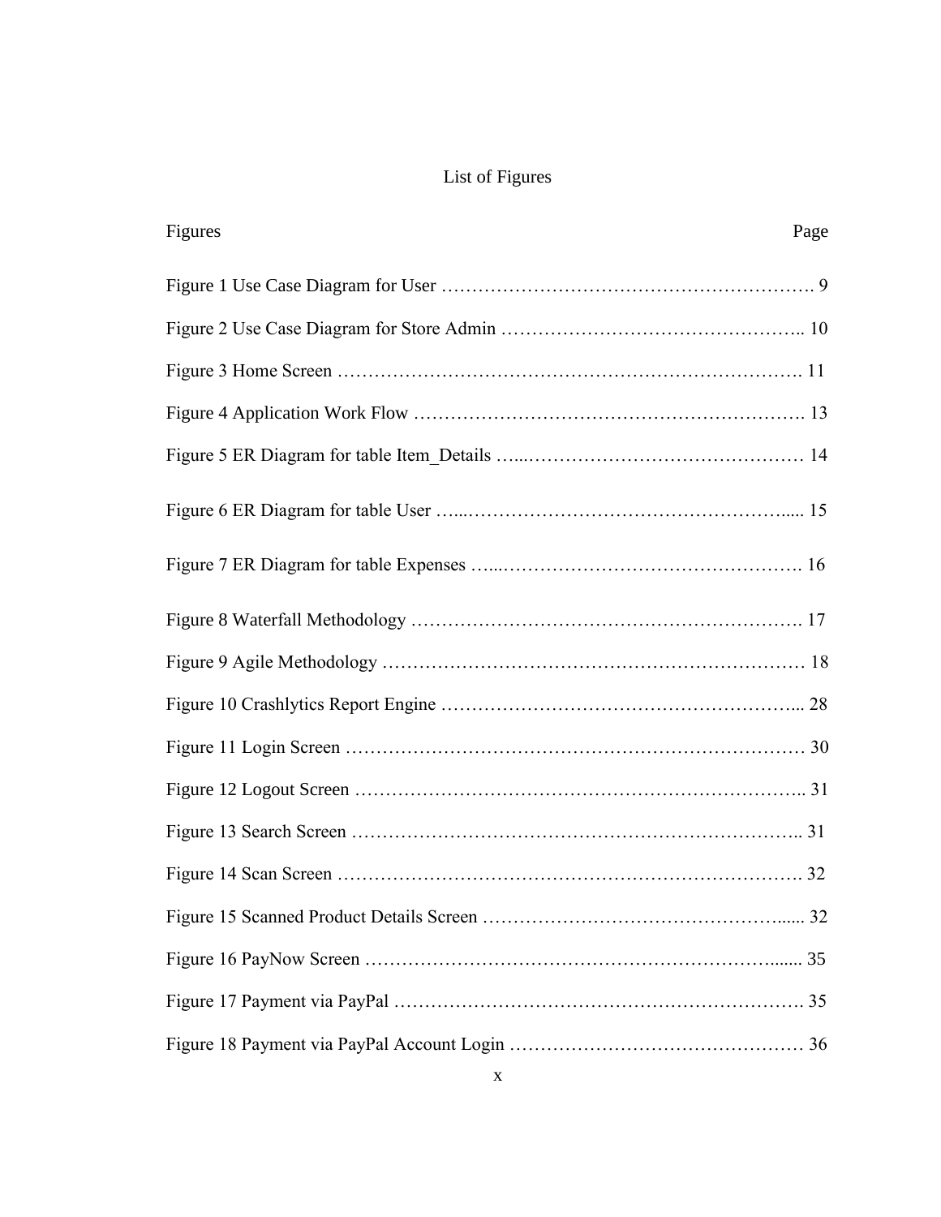# List of Figures

| Figures | Page |
|---|---|
| Figure 1 Use Case Diagram for User | 9 |
| Figure 2 Use Case Diagram for Store Admin | 10 |
| Figure 3 Home Screen | 11 |
| Figure 4 Application Work Flow | 13 |
| Figure 5 ER Diagram for table Item_Details | 14 |
| Figure 6 ER Diagram for table User | 15 |
| Figure 7 ER Diagram for table Expenses | 16 |
| Figure 8 Waterfall Methodology | 17 |
| Figure 9 Agile Methodology | 18 |
| Figure 10 Crashlytics Report Engine | 28 |
| Figure 11 Login Screen | 30 |
| Figure 12 Logout Screen | 31 |
| Figure 13 Search Screen | 31 |
| Figure 14 Scan Screen | 32 |
| Figure 15 Scanned Product Details Screen | 32 |
| Figure 16 PayNow Screen | 35 |
| Figure 17 Payment via PayPal | 35 |
| Figure 18 Payment via PayPal Account Login | 36 |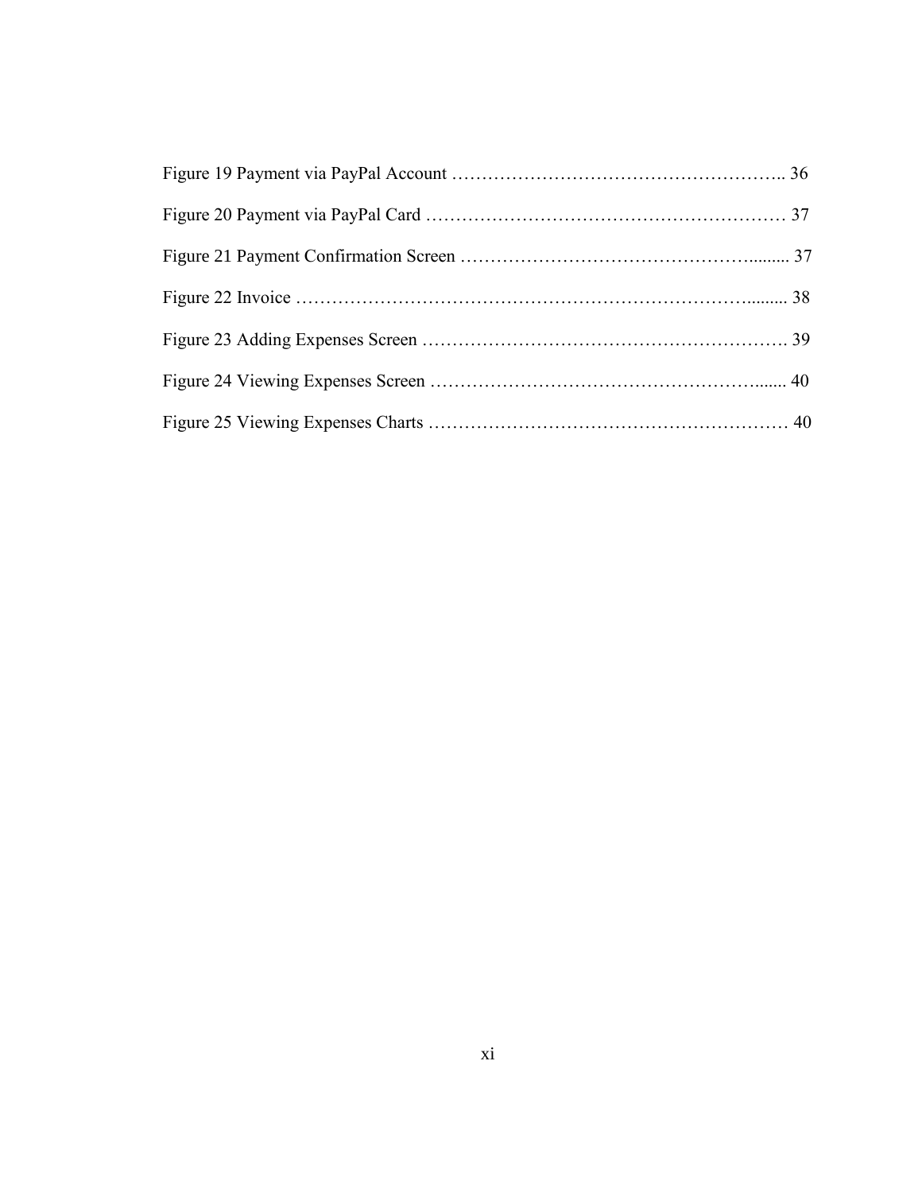Figure 19 Payment via PayPal Account ……………………………………………….. 36

Figure 20 Payment via PayPal Card …………………………………………………… 37

Figure 21 Payment Confirmation Screen ………………………………………......... 37

Figure 22 Invoice ………………………………………………………………......... 38

Figure 23 Adding Expenses Screen ……………………………………………………. 39

Figure 24 Viewing Expenses Screen ………………………………………………....... 40

Figure 25 Viewing Expenses Charts …………………………………………………… 40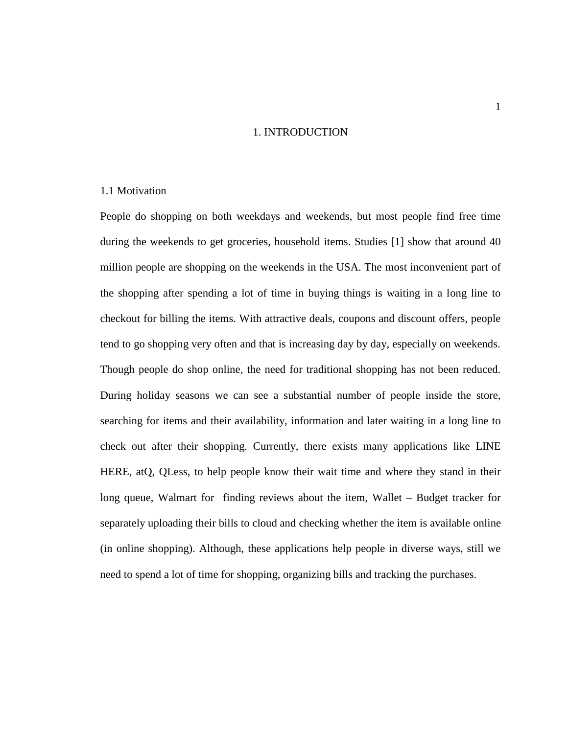# 1. INTRODUCTION

## 1.1 Motivation

People do shopping on both weekdays and weekends, but most people find free time during the weekends to get groceries, household items. Studies [1] show that around 40 million people are shopping on the weekends in the USA. The most inconvenient part of the shopping after spending a lot of time in buying things is waiting in a long line to checkout for billing the items. With attractive deals, coupons and discount offers, people tend to go shopping very often and that is increasing day by day, especially on weekends. Though people do shop online, the need for traditional shopping has not been reduced. During holiday seasons we can see a substantial number of people inside the store, searching for items and their availability, information and later waiting in a long line to check out after their shopping. Currently, there exists many applications like LINE HERE, atQ, QLess, to help people know their wait time and where they stand in their long queue, Walmart for finding reviews about the item, Wallet – Budget tracker for separately uploading their bills to cloud and checking whether the item is available online (in online shopping). Although, these applications help people in diverse ways, still we need to spend a lot of time for shopping, organizing bills and tracking the purchases.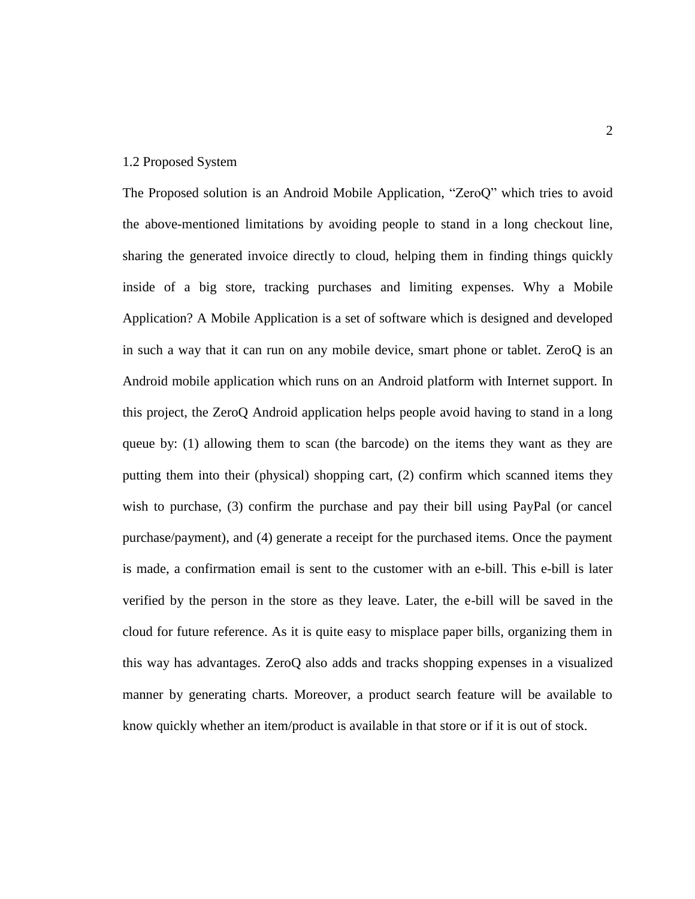## 1.2 Proposed System

The Proposed solution is an Android Mobile Application, "ZeroQ" which tries to avoid the above-mentioned limitations by avoiding people to stand in a long checkout line, sharing the generated invoice directly to cloud, helping them in finding things quickly inside of a big store, tracking purchases and limiting expenses. Why a Mobile Application? A Mobile Application is a set of software which is designed and developed in such a way that it can run on any mobile device, smart phone or tablet. ZeroQ is an Android mobile application which runs on an Android platform with Internet support. In this project, the ZeroQ Android application helps people avoid having to stand in a long queue by: (1) allowing them to scan (the barcode) on the items they want as they are putting them into their (physical) shopping cart, (2) confirm which scanned items they wish to purchase, (3) confirm the purchase and pay their bill using PayPal (or cancel purchase/payment), and (4) generate a receipt for the purchased items. Once the payment is made, a confirmation email is sent to the customer with an e-bill. This e-bill is later verified by the person in the store as they leave. Later, the e-bill will be saved in the cloud for future reference. As it is quite easy to misplace paper bills, organizing them in this way has advantages. ZeroQ also adds and tracks shopping expenses in a visualized manner by generating charts. Moreover, a product search feature will be available to know quickly whether an item/product is available in that store or if it is out of stock.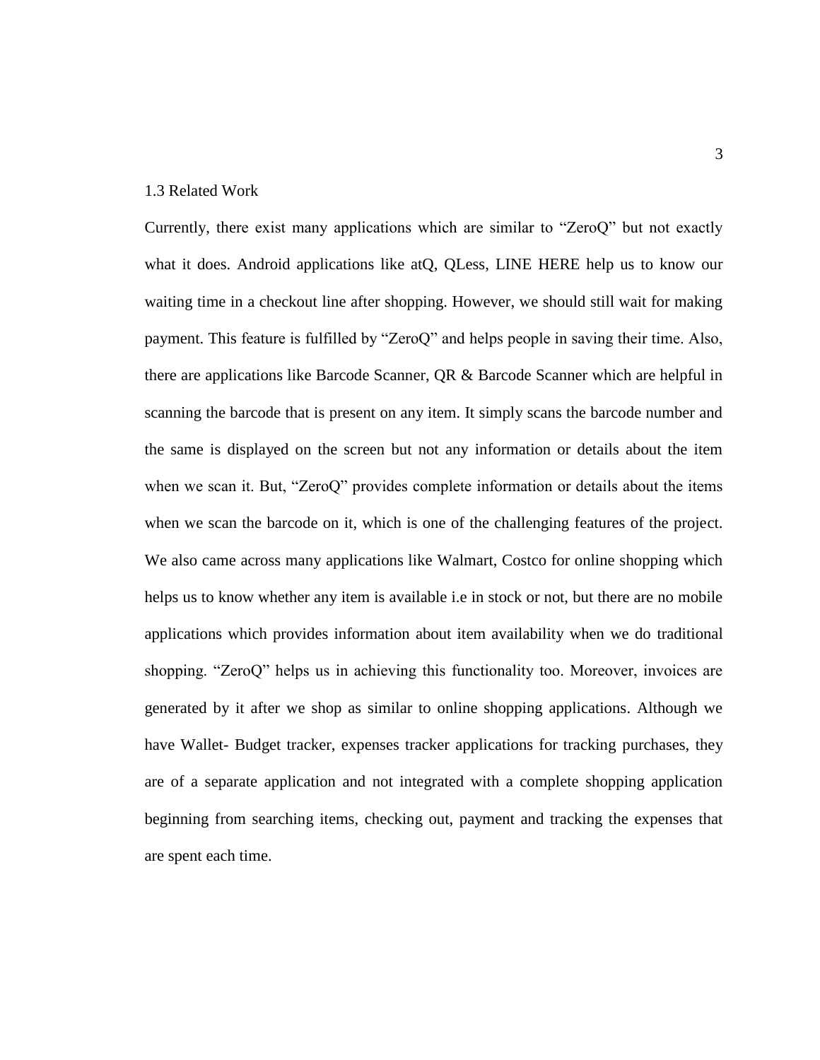### 1.3 Related Work

Currently, there exist many applications which are similar to "ZeroQ" but not exactly what it does. Android applications like atQ, QLess, LINE HERE help us to know our waiting time in a checkout line after shopping. However, we should still wait for making payment. This feature is fulfilled by "ZeroQ" and helps people in saving their time. Also, there are applications like Barcode Scanner, QR & Barcode Scanner which are helpful in scanning the barcode that is present on any item. It simply scans the barcode number and the same is displayed on the screen but not any information or details about the item when we scan it. But, "ZeroQ" provides complete information or details about the items when we scan the barcode on it, which is one of the challenging features of the project. We also came across many applications like Walmart, Costco for online shopping which helps us to know whether any item is available i.e in stock or not, but there are no mobile applications which provides information about item availability when we do traditional shopping. "ZeroQ" helps us in achieving this functionality too. Moreover, invoices are generated by it after we shop as similar to online shopping applications. Although we have Wallet- Budget tracker, expenses tracker applications for tracking purchases, they are of a separate application and not integrated with a complete shopping application beginning from searching items, checking out, payment and tracking the expenses that are spent each time.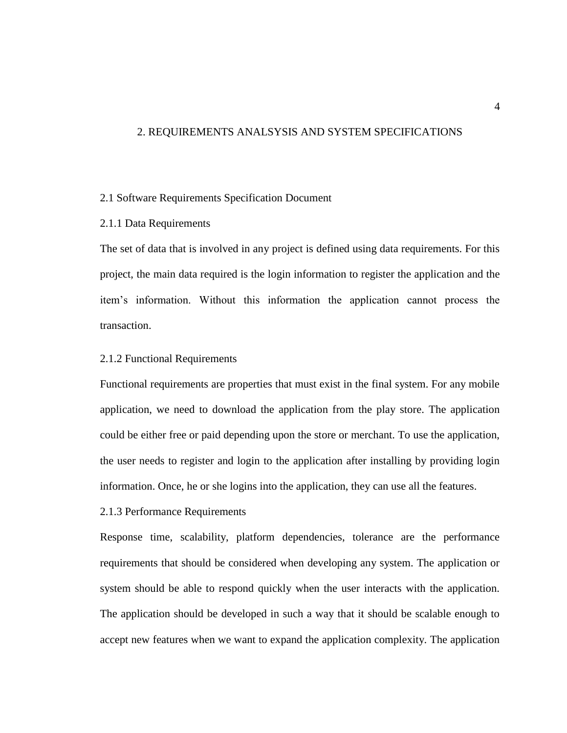# 2. REQUIREMENTS ANALSYSIS AND SYSTEM SPECIFICATIONS

## 2.1 Software Requirements Specification Document

### 2.1.1 Data Requirements

The set of data that is involved in any project is defined using data requirements. For this project, the main data required is the login information to register the application and the item's information. Without this information the application cannot process the transaction.

### 2.1.2 Functional Requirements

Functional requirements are properties that must exist in the final system. For any mobile application, we need to download the application from the play store. The application could be either free or paid depending upon the store or merchant. To use the application, the user needs to register and login to the application after installing by providing login information. Once, he or she logins into the application, they can use all the features.

### 2.1.3 Performance Requirements

Response time, scalability, platform dependencies, tolerance are the performance requirements that should be considered when developing any system. The application or system should be able to respond quickly when the user interacts with the application. The application should be developed in such a way that it should be scalable enough to accept new features when we want to expand the application complexity. The application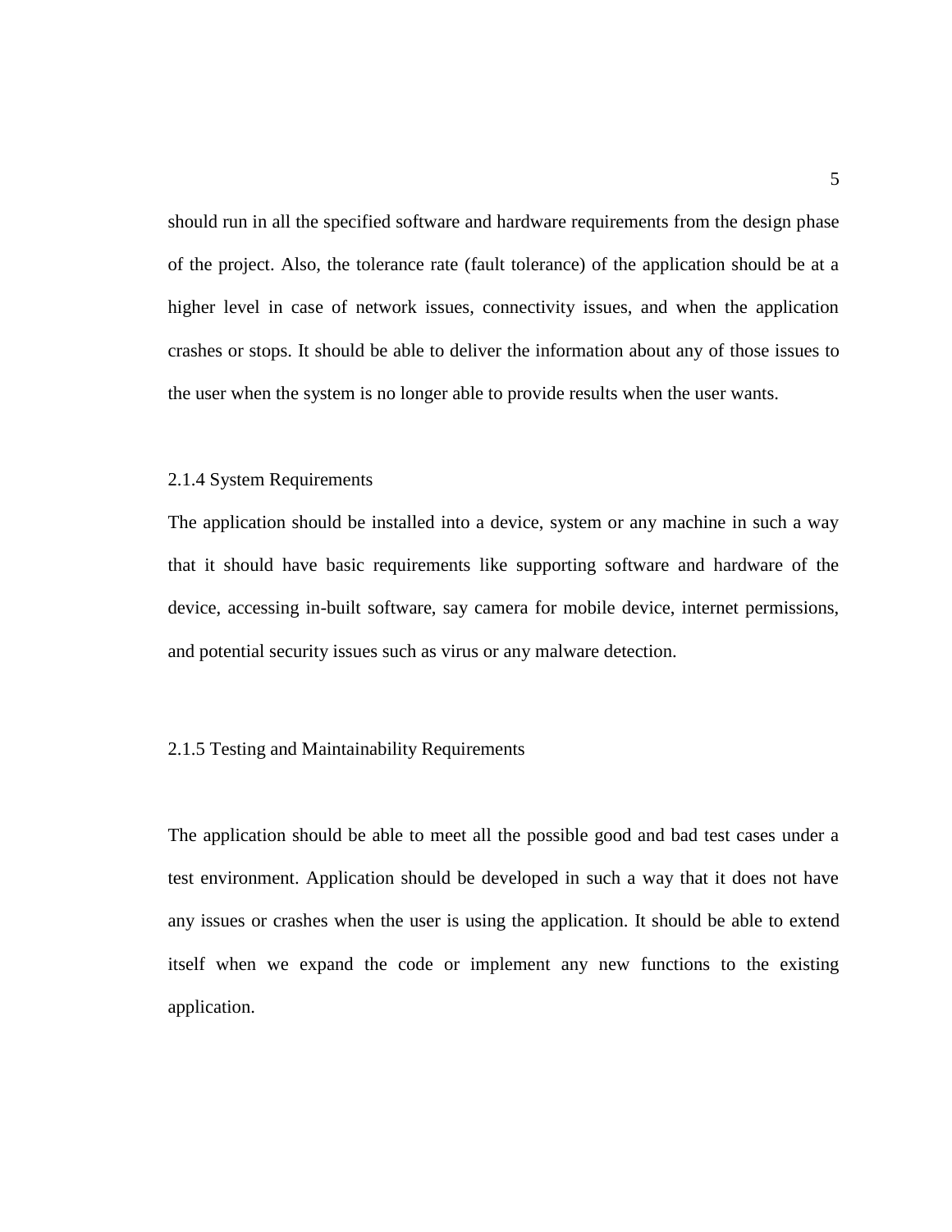should run in all the specified software and hardware requirements from the design phase of the project. Also, the tolerance rate (fault tolerance) of the application should be at a higher level in case of network issues, connectivity issues, and when the application crashes or stops. It should be able to deliver the information about any of those issues to the user when the system is no longer able to provide results when the user wants.

### 2.1.4 System Requirements

The application should be installed into a device, system or any machine in such a way that it should have basic requirements like supporting software and hardware of the device, accessing in-built software, say camera for mobile device, internet permissions, and potential security issues such as virus or any malware detection.

### 2.1.5 Testing and Maintainability Requirements

The application should be able to meet all the possible good and bad test cases under a test environment. Application should be developed in such a way that it does not have any issues or crashes when the user is using the application. It should be able to extend itself when we expand the code or implement any new functions to the existing application.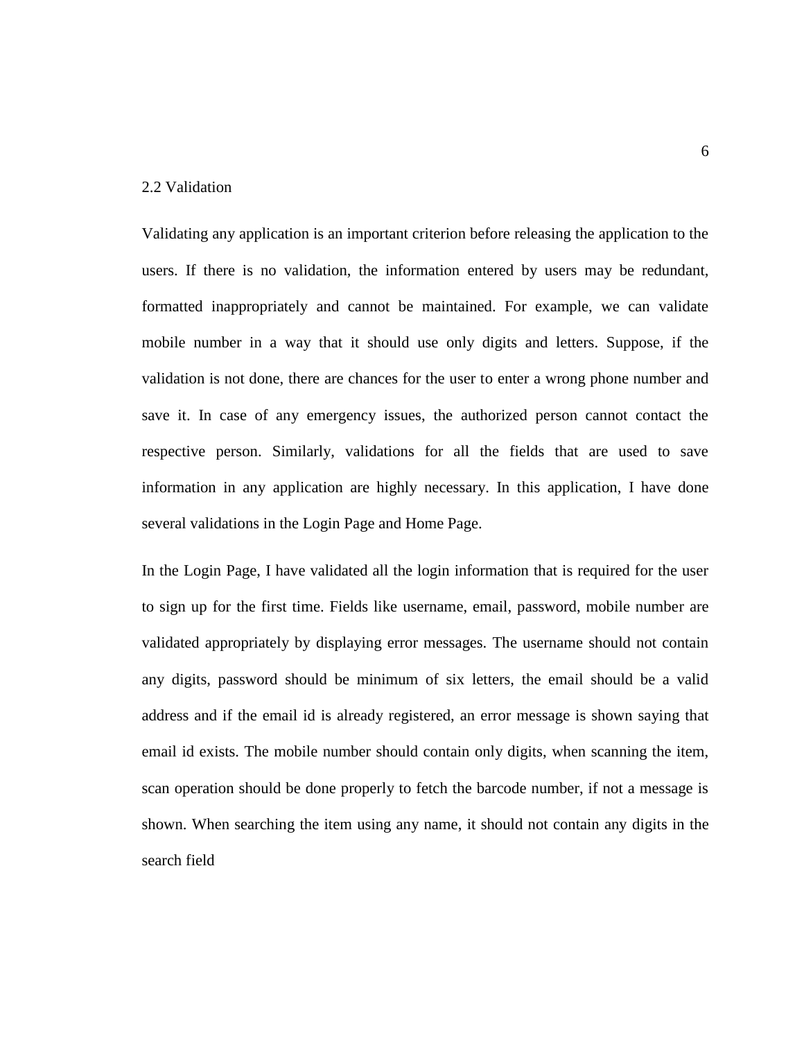## 2.2 Validation

Validating any application is an important criterion before releasing the application to the users. If there is no validation, the information entered by users may be redundant, formatted inappropriately and cannot be maintained. For example, we can validate mobile number in a way that it should use only digits and letters. Suppose, if the validation is not done, there are chances for the user to enter a wrong phone number and save it. In case of any emergency issues, the authorized person cannot contact the respective person. Similarly, validations for all the fields that are used to save information in any application are highly necessary. In this application, I have done several validations in the Login Page and Home Page.

In the Login Page, I have validated all the login information that is required for the user to sign up for the first time. Fields like username, email, password, mobile number are validated appropriately by displaying error messages. The username should not contain any digits, password should be minimum of six letters, the email should be a valid address and if the email id is already registered, an error message is shown saying that email id exists. The mobile number should contain only digits, when scanning the item, scan operation should be done properly to fetch the barcode number, if not a message is shown. When searching the item using any name, it should not contain any digits in the search field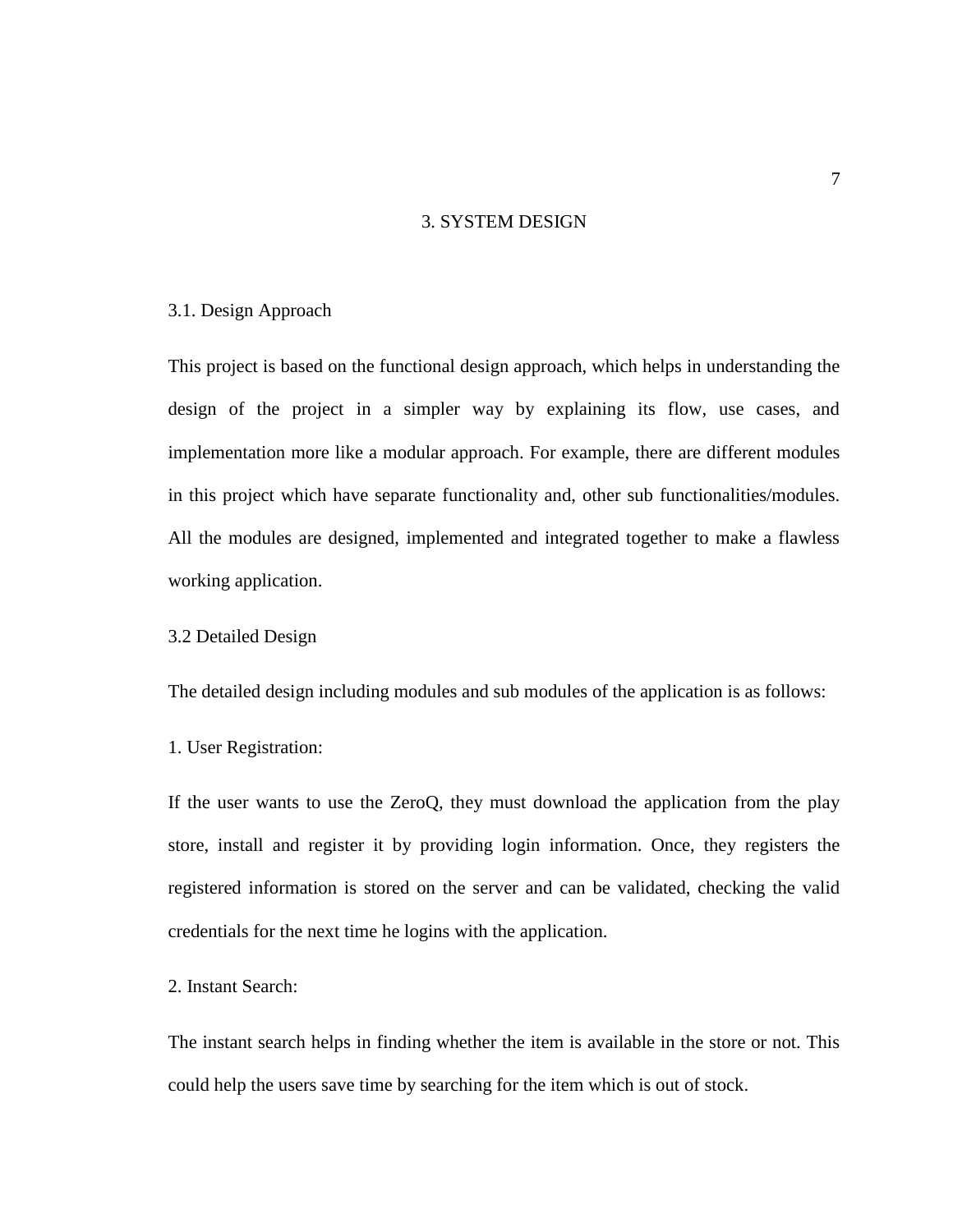# 3. SYSTEM DESIGN

## 3.1. Design Approach

This project is based on the functional design approach, which helps in understanding the design of the project in a simpler way by explaining its flow, use cases, and implementation more like a modular approach. For example, there are different modules in this project which have separate functionality and, other sub functionalities/modules. All the modules are designed, implemented and integrated together to make a flawless working application.

## 3.2 Detailed Design

The detailed design including modules and sub modules of the application is as follows:

1. User Registration:

If the user wants to use the ZeroQ, they must download the application from the play store, install and register it by providing login information. Once, they registers the registered information is stored on the server and can be validated, checking the valid credentials for the next time he logins with the application.

2. Instant Search:

The instant search helps in finding whether the item is available in the store or not. This could help the users save time by searching for the item which is out of stock.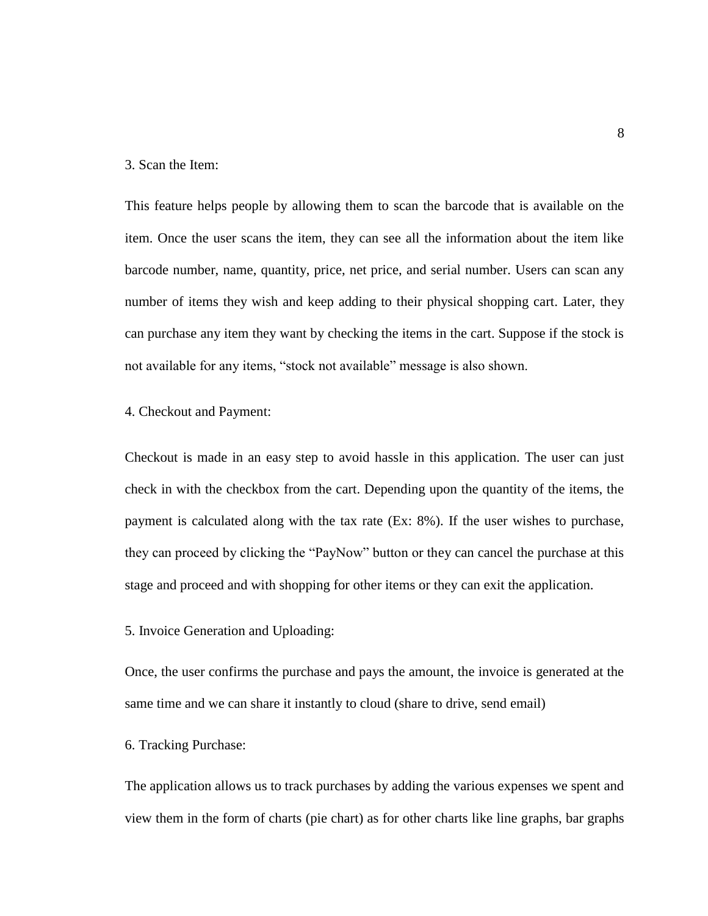3. Scan the Item:

This feature helps people by allowing them to scan the barcode that is available on the item. Once the user scans the item, they can see all the information about the item like barcode number, name, quantity, price, net price, and serial number. Users can scan any number of items they wish and keep adding to their physical shopping cart. Later, they can purchase any item they want by checking the items in the cart. Suppose if the stock is not available for any items, “stock not available” message is also shown.

4. Checkout and Payment:

Checkout is made in an easy step to avoid hassle in this application. The user can just check in with the checkbox from the cart. Depending upon the quantity of the items, the payment is calculated along with the tax rate (Ex: 8%). If the user wishes to purchase, they can proceed by clicking the “PayNow” button or they can cancel the purchase at this stage and proceed and with shopping for other items or they can exit the application.

5. Invoice Generation and Uploading:

Once, the user confirms the purchase and pays the amount, the invoice is generated at the same time and we can share it instantly to cloud (share to drive, send email)

6. Tracking Purchase:

The application allows us to track purchases by adding the various expenses we spent and view them in the form of charts (pie chart) as for other charts like line graphs, bar graphs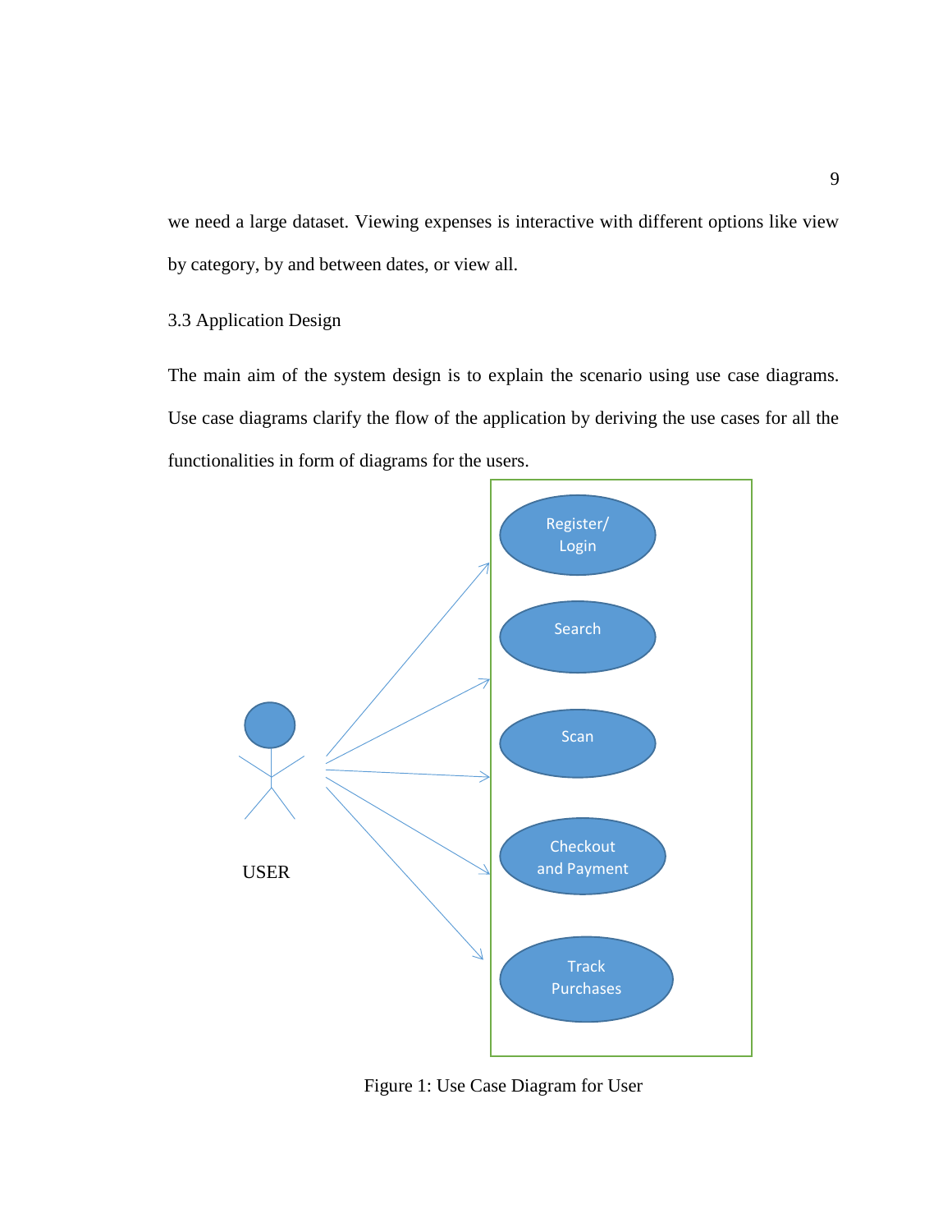we need a large dataset. Viewing expenses is interactive with different options like view by category, by and between dates, or view all.

### 3.3 Application Design

The main aim of the system design is to explain the scenario using use case diagrams. Use case diagrams clarify the flow of the application by deriving the use cases for all the functionalities in form of diagrams for the users.

Figure 1: Use Case Diagram for User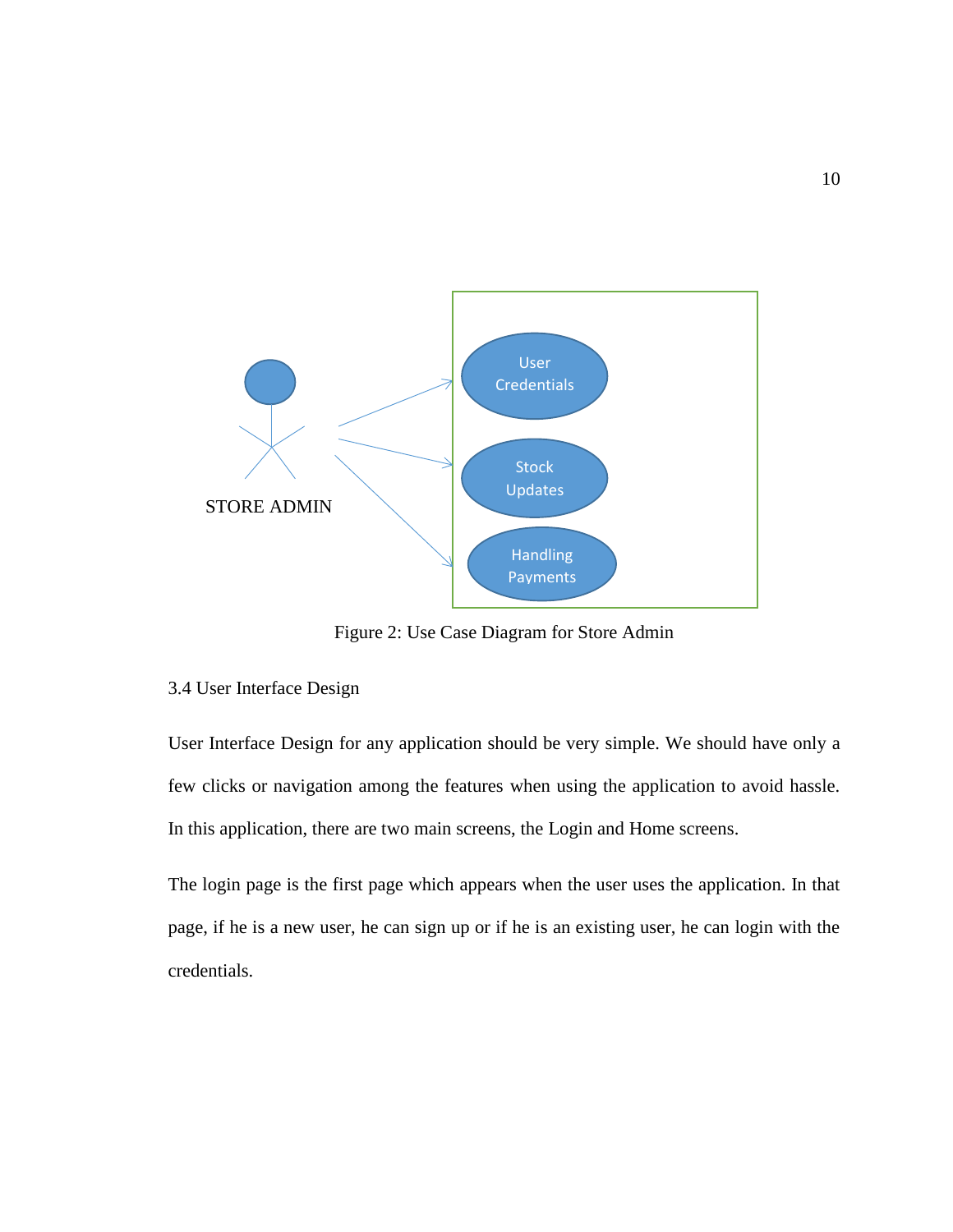Figure 2: Use Case Diagram for Store Admin

3.4 User Interface Design

User Interface Design for any application should be very simple. We should have only a few clicks or navigation among the features when using the application to avoid hassle. In this application, there are two main screens, the Login and Home screens.

The login page is the first page which appears when the user uses the application. In that page, if he is a new user, he can sign up or if he is an existing user, he can login with the credentials.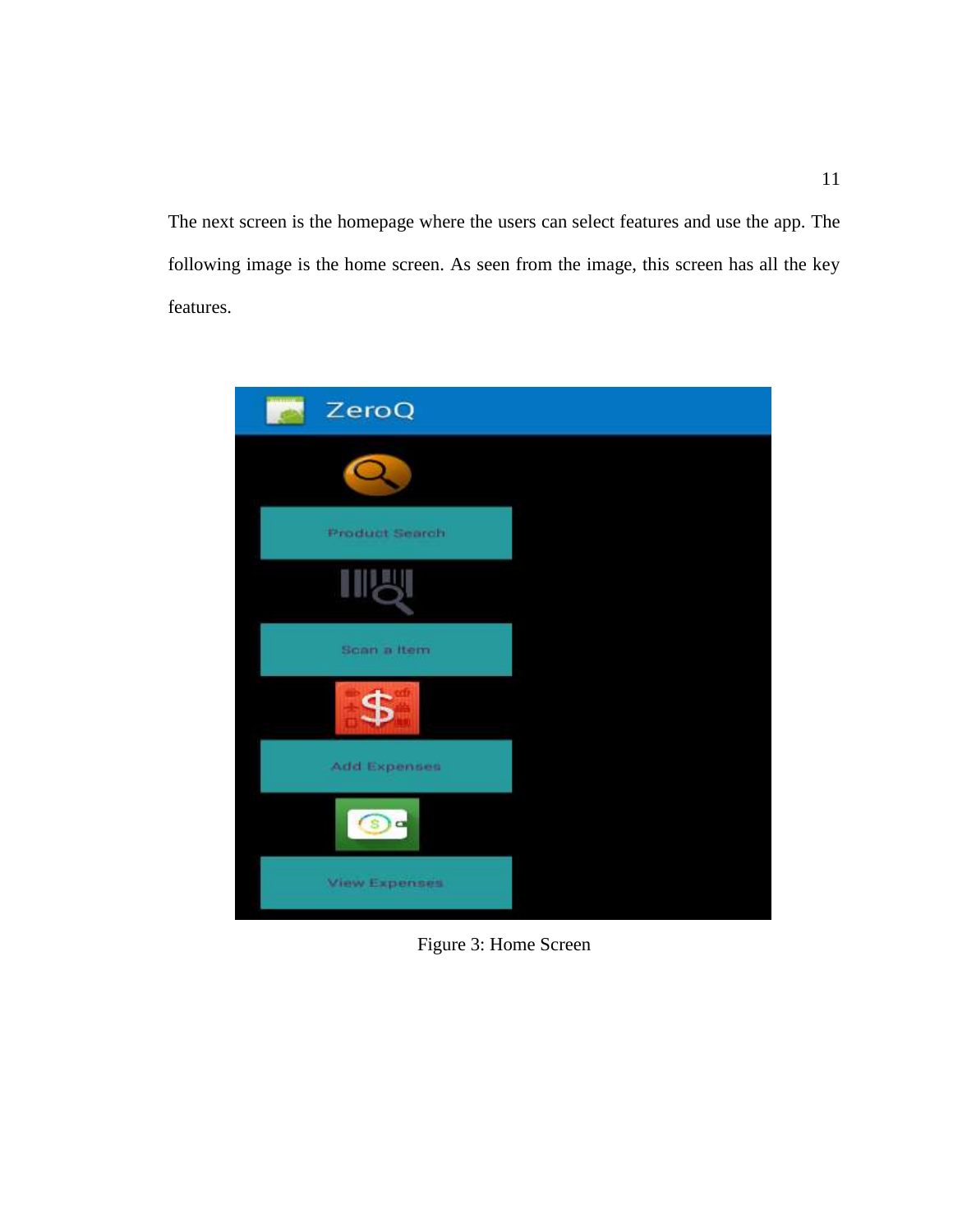The next screen is the homepage where the users can select features and use the app. The following image is the home screen. As seen from the image, this screen has all the key features.

Figure 3: Home Screen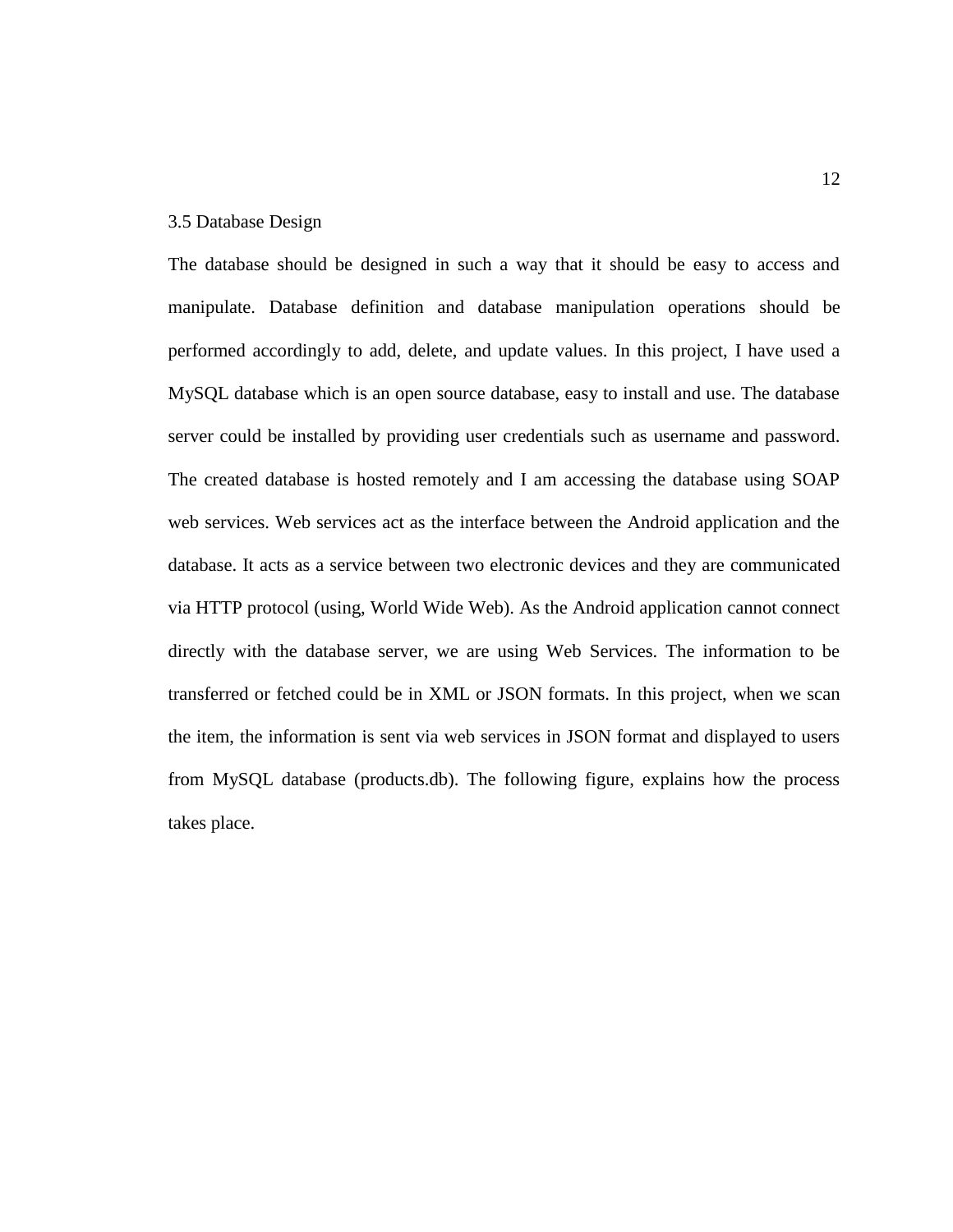### 3.5 Database Design

The database should be designed in such a way that it should be easy to access and manipulate. Database definition and database manipulation operations should be performed accordingly to add, delete, and update values. In this project, I have used a MySQL database which is an open source database, easy to install and use. The database server could be installed by providing user credentials such as username and password. The created database is hosted remotely and I am accessing the database using SOAP web services. Web services act as the interface between the Android application and the database. It acts as a service between two electronic devices and they are communicated via HTTP protocol (using, World Wide Web). As the Android application cannot connect directly with the database server, we are using Web Services. The information to be transferred or fetched could be in XML or JSON formats. In this project, when we scan the item, the information is sent via web services in JSON format and displayed to users from MySQL database (products.db). The following figure, explains how the process takes place.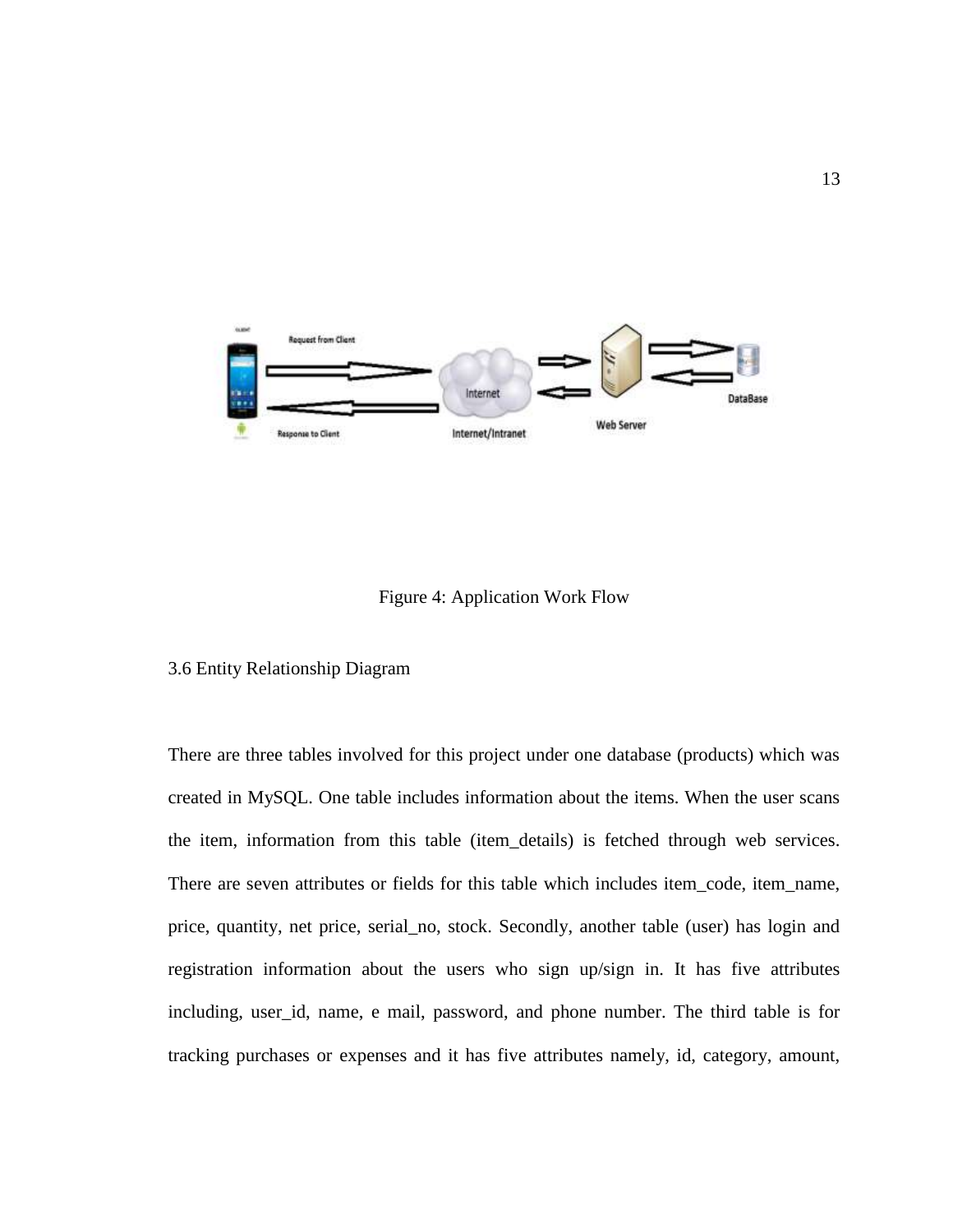Figure 4: Application Work Flow

### 3.6 Entity Relationship Diagram

There are three tables involved for this project under one database (products) which was created in MySQL. One table includes information about the items. When the user scans the item, information from this table (item_details) is fetched through web services. There are seven attributes or fields for this table which includes item_code, item_name, price, quantity, net price, serial_no, stock. Secondly, another table (user) has login and registration information about the users who sign up/sign in. It has five attributes including, user_id, name, e mail, password, and phone number. The third table is for tracking purchases or expenses and it has five attributes namely, id, category, amount,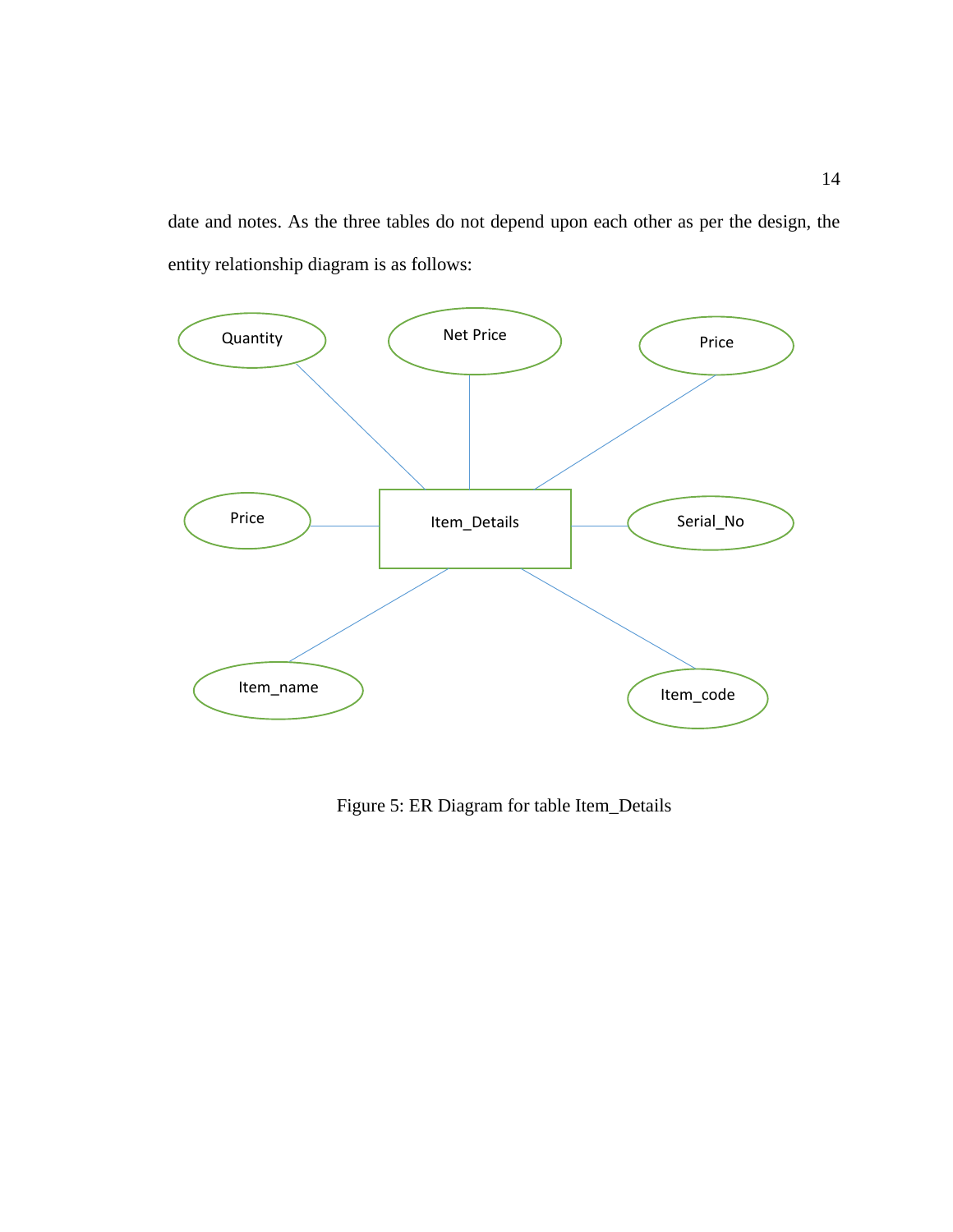date and notes. As the three tables do not depend upon each other as per the design, the entity relationship diagram is as follows:

Figure 5: ER Diagram for table Item_Details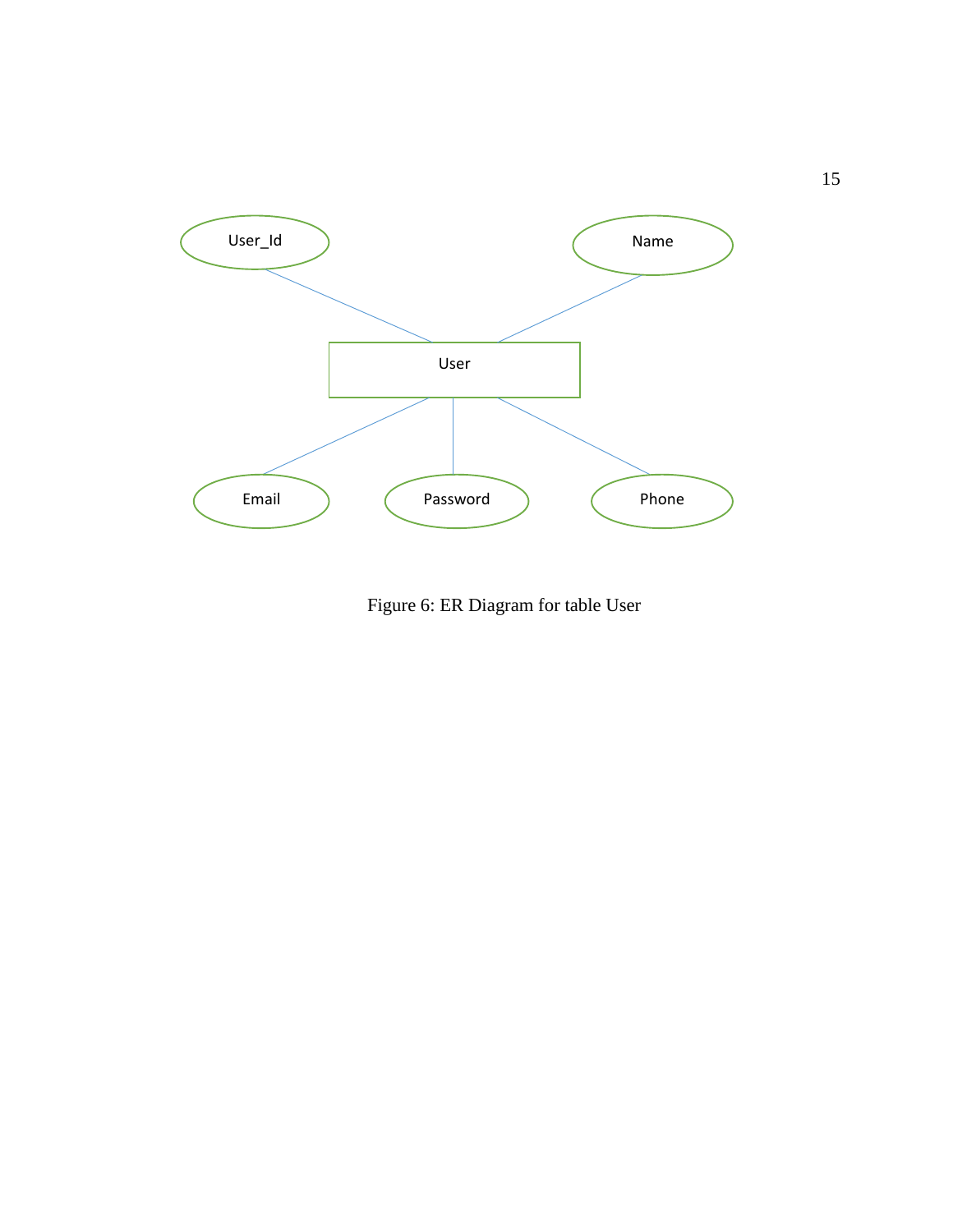User_Id

Name

User

Email

Password

Phone

Figure 6: ER Diagram for table User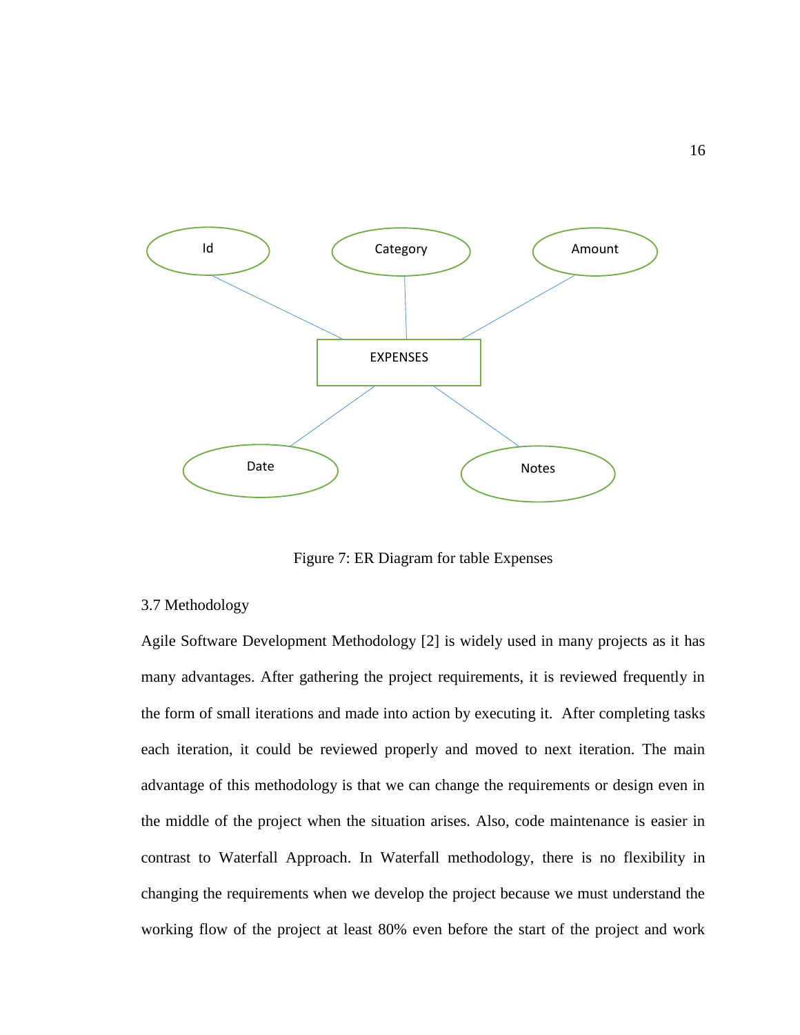Figure 7: ER Diagram for table Expenses

### 3.7 Methodology

Agile Software Development Methodology [2] is widely used in many projects as it has many advantages. After gathering the project requirements, it is reviewed frequently in the form of small iterations and made into action by executing it. After completing tasks each iteration, it could be reviewed properly and moved to next iteration. The main advantage of this methodology is that we can change the requirements or design even in the middle of the project when the situation arises. Also, code maintenance is easier in contrast to Waterfall Approach. In Waterfall methodology, there is no flexibility in changing the requirements when we develop the project because we must understand the working flow of the project at least 80% even before the start of the project and work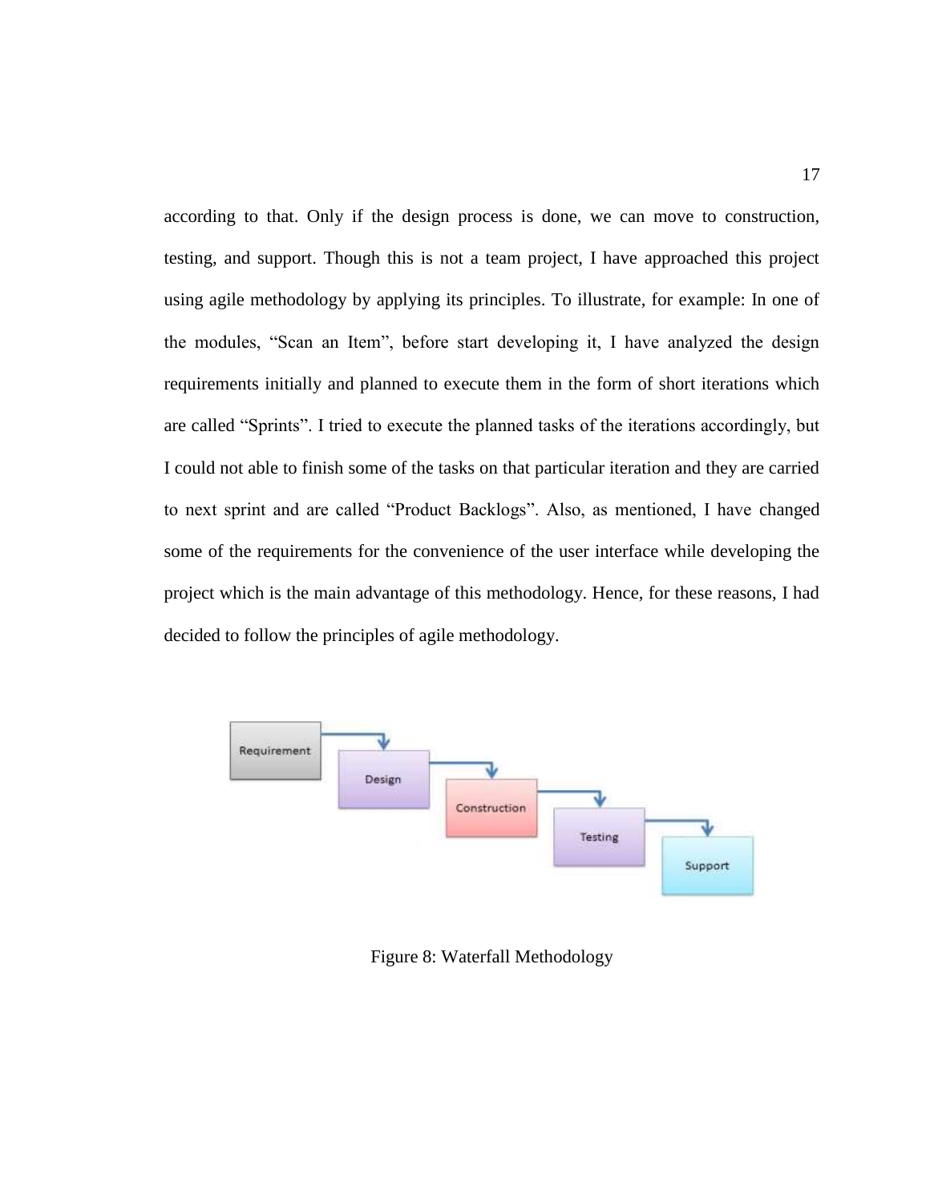according to that. Only if the design process is done, we can move to construction, testing, and support. Though this is not a team project, I have approached this project using agile methodology by applying its principles. To illustrate, for example: In one of the modules, “Scan an Item”, before start developing it, I have analyzed the design requirements initially and planned to execute them in the form of short iterations which are called “Sprints”. I tried to execute the planned tasks of the iterations accordingly, but I could not able to finish some of the tasks on that particular iteration and they are carried to next sprint and are called “Product Backlogs”. Also, as mentioned, I have changed some of the requirements for the convenience of the user interface while developing the project which is the main advantage of this methodology. Hence, for these reasons, I had decided to follow the principles of agile methodology.

Figure 8: Waterfall Methodology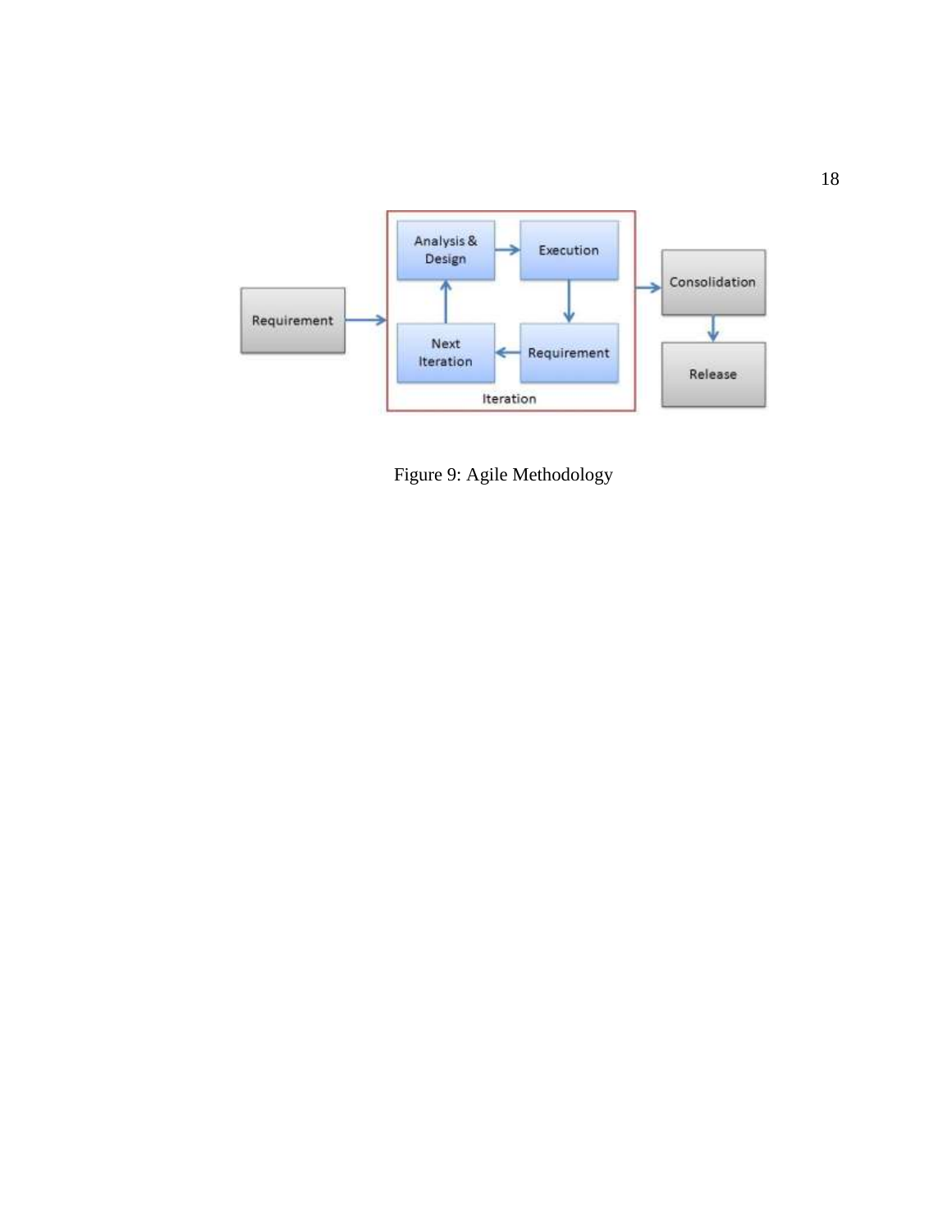Figure 9: Agile Methodology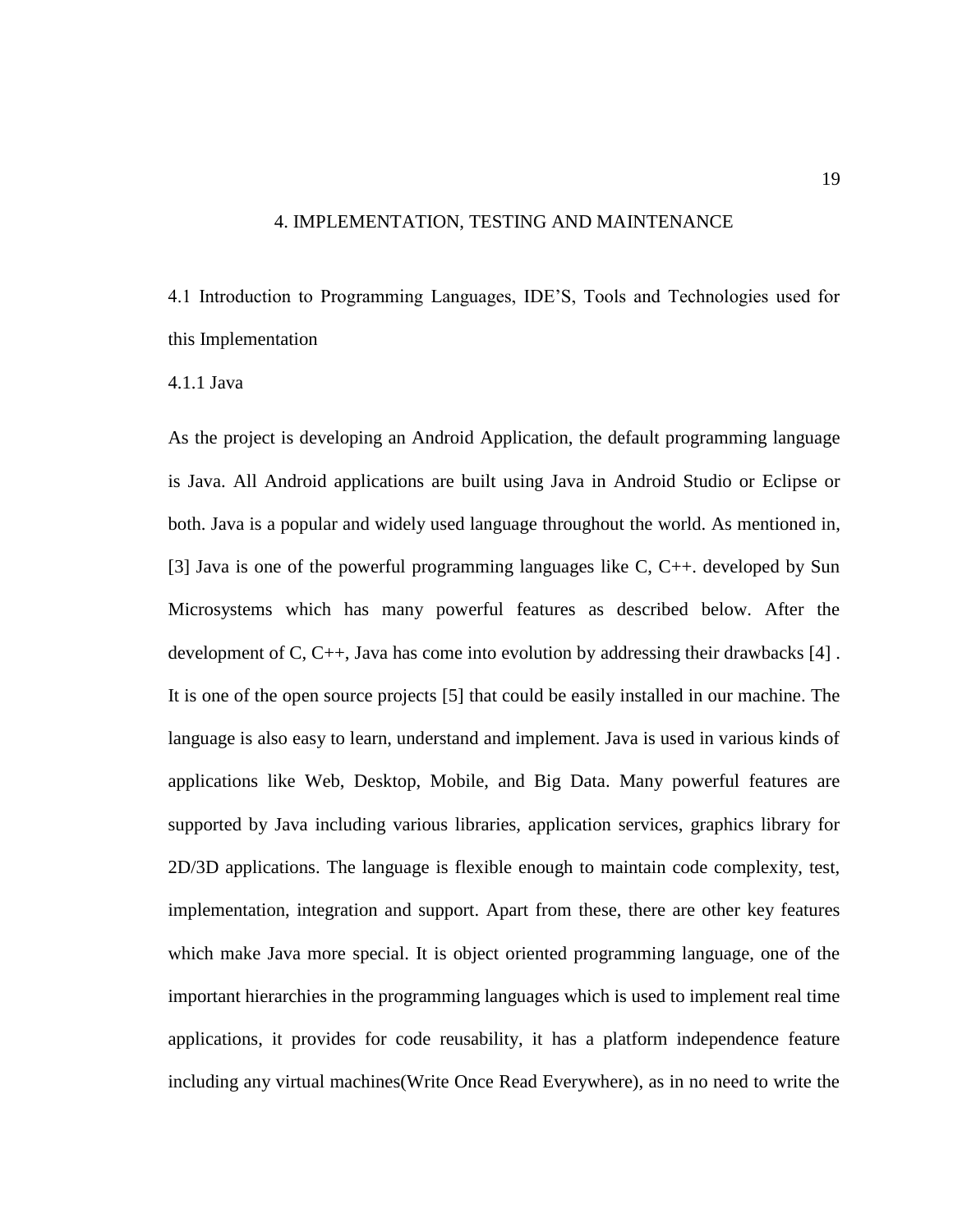# 4. IMPLEMENTATION, TESTING AND MAINTENANCE

## 4.1 Introduction to Programming Languages, IDE'S, Tools and Technologies used for this Implementation

### 4.1.1 Java

As the project is developing an Android Application, the default programming language is Java. All Android applications are built using Java in Android Studio or Eclipse or both. Java is a popular and widely used language throughout the world. As mentioned in, [3] Java is one of the powerful programming languages like C, C++. developed by Sun Microsystems which has many powerful features as described below. After the development of C, C++, Java has come into evolution by addressing their drawbacks [4] . It is one of the open source projects [5] that could be easily installed in our machine. The language is also easy to learn, understand and implement. Java is used in various kinds of applications like Web, Desktop, Mobile, and Big Data. Many powerful features are supported by Java including various libraries, application services, graphics library for 2D/3D applications. The language is flexible enough to maintain code complexity, test, implementation, integration and support. Apart from these, there are other key features which make Java more special. It is object oriented programming language, one of the important hierarchies in the programming languages which is used to implement real time applications, it provides for code reusability, it has a platform independence feature including any virtual machines(Write Once Read Everywhere), as in no need to write the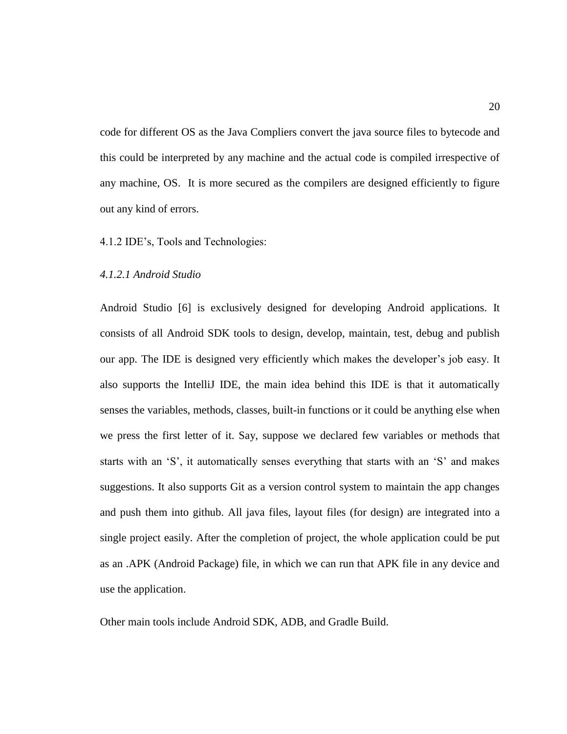code for different OS as the Java Compliers convert the java source files to bytecode and this could be interpreted by any machine and the actual code is compiled irrespective of any machine, OS. It is more secured as the compilers are designed efficiently to figure out any kind of errors.

### 4.1.2 IDE's, Tools and Technologies:

#### *4.1.2.1 Android Studio*

Android Studio [6] is exclusively designed for developing Android applications. It consists of all Android SDK tools to design, develop, maintain, test, debug and publish our app. The IDE is designed very efficiently which makes the developer's job easy. It also supports the IntelliJ IDE, the main idea behind this IDE is that it automatically senses the variables, methods, classes, built-in functions or it could be anything else when we press the first letter of it. Say, suppose we declared few variables or methods that starts with an 'S', it automatically senses everything that starts with an 'S' and makes suggestions. It also supports Git as a version control system to maintain the app changes and push them into github. All java files, layout files (for design) are integrated into a single project easily. After the completion of project, the whole application could be put as an .APK (Android Package) file, in which we can run that APK file in any device and use the application.

Other main tools include Android SDK, ADB, and Gradle Build.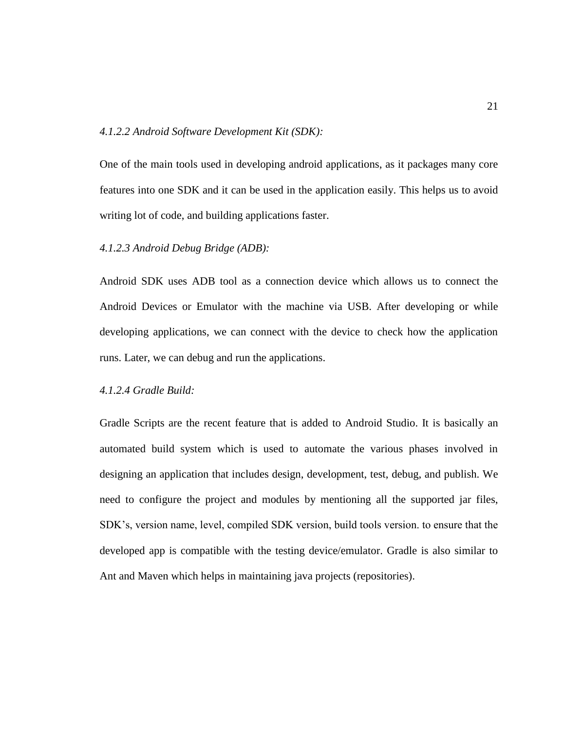#### *4.1.2.2 Android Software Development Kit (SDK):*

One of the main tools used in developing android applications, as it packages many core features into one SDK and it can be used in the application easily. This helps us to avoid writing lot of code, and building applications faster.

#### *4.1.2.3 Android Debug Bridge (ADB):*

Android SDK uses ADB tool as a connection device which allows us to connect the Android Devices or Emulator with the machine via USB. After developing or while developing applications, we can connect with the device to check how the application runs. Later, we can debug and run the applications.

#### *4.1.2.4 Gradle Build:*

Gradle Scripts are the recent feature that is added to Android Studio. It is basically an automated build system which is used to automate the various phases involved in designing an application that includes design, development, test, debug, and publish. We need to configure the project and modules by mentioning all the supported jar files, SDK's, version name, level, compiled SDK version, build tools version. to ensure that the developed app is compatible with the testing device/emulator. Gradle is also similar to Ant and Maven which helps in maintaining java projects (repositories).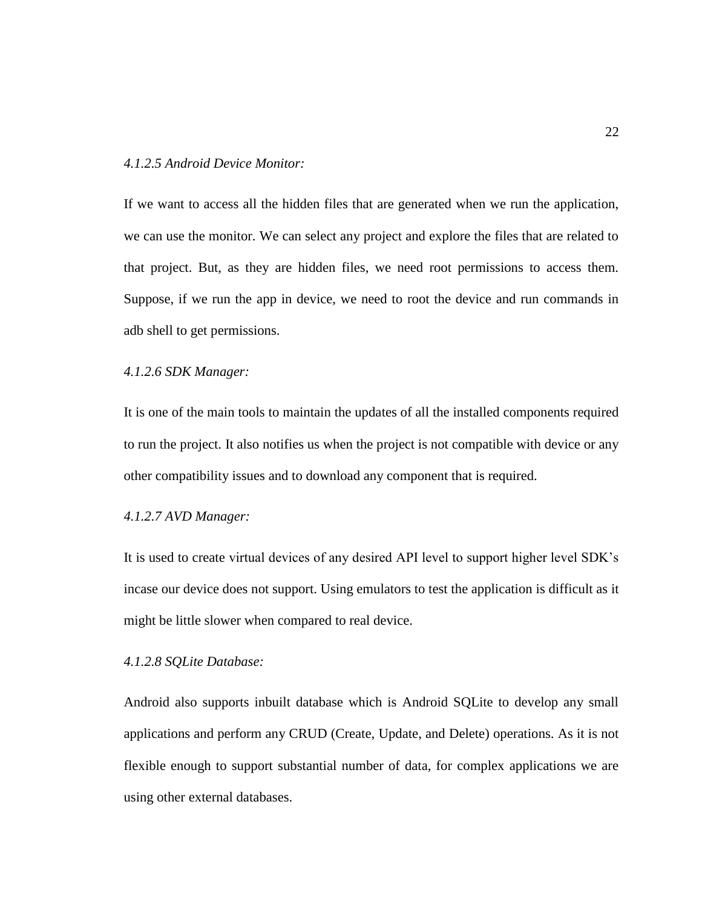#### *4.1.2.5 Android Device Monitor:*

If we want to access all the hidden files that are generated when we run the application, we can use the monitor. We can select any project and explore the files that are related to that project. But, as they are hidden files, we need root permissions to access them. Suppose, if we run the app in device, we need to root the device and run commands in adb shell to get permissions.

#### *4.1.2.6 SDK Manager:*

It is one of the main tools to maintain the updates of all the installed components required to run the project. It also notifies us when the project is not compatible with device or any other compatibility issues and to download any component that is required.

#### *4.1.2.7 AVD Manager:*

It is used to create virtual devices of any desired API level to support higher level SDK's incase our device does not support. Using emulators to test the application is difficult as it might be little slower when compared to real device.

#### *4.1.2.8 SQLite Database:*

Android also supports inbuilt database which is Android SQLite to develop any small applications and perform any CRUD (Create, Update, and Delete) operations. As it is not flexible enough to support substantial number of data, for complex applications we are using other external databases.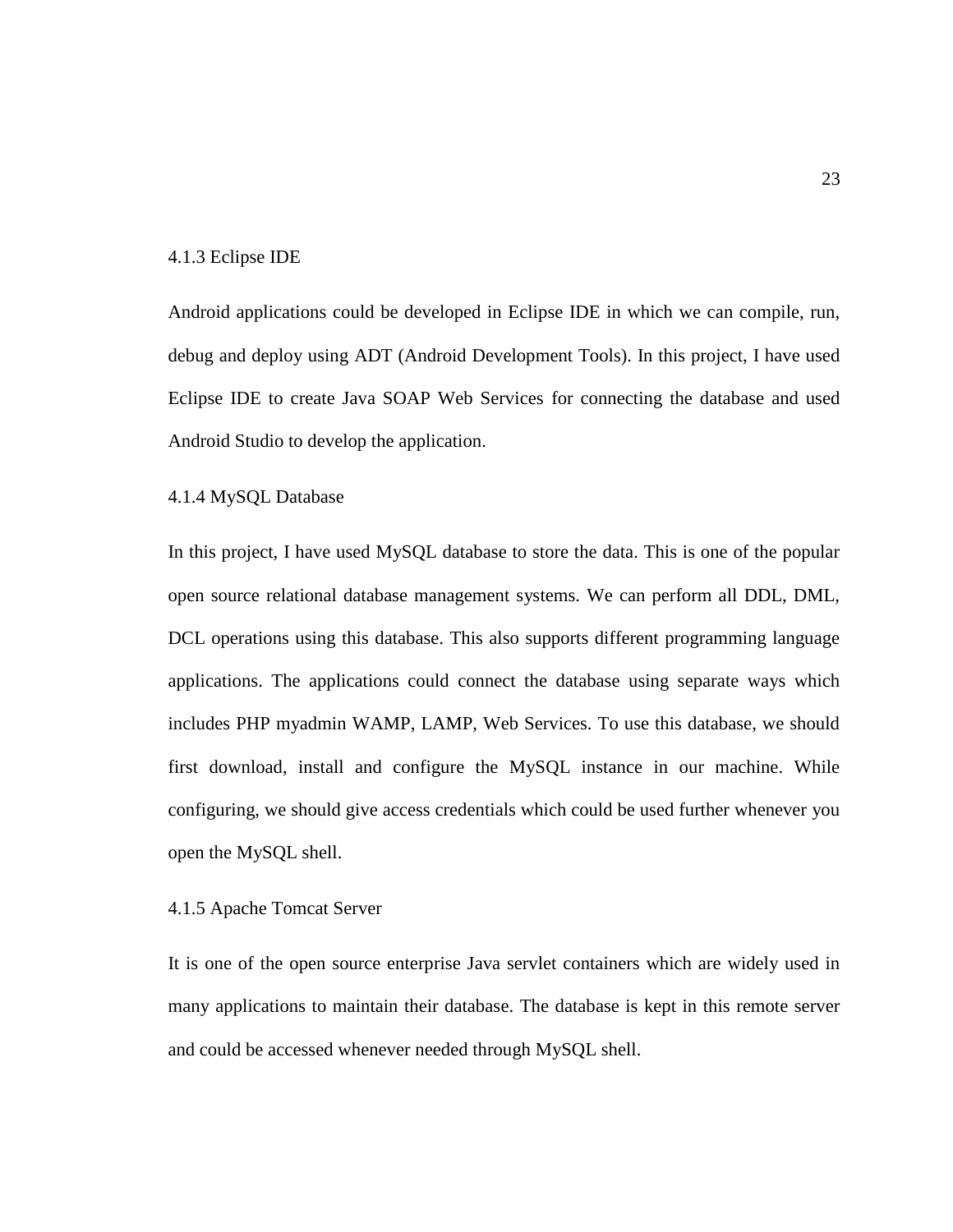### 4.1.3 Eclipse IDE

Android applications could be developed in Eclipse IDE in which we can compile, run, debug and deploy using ADT (Android Development Tools). In this project, I have used Eclipse IDE to create Java SOAP Web Services for connecting the database and used Android Studio to develop the application.

### 4.1.4 MySQL Database

In this project, I have used MySQL database to store the data. This is one of the popular open source relational database management systems. We can perform all DDL, DML, DCL operations using this database. This also supports different programming language applications. The applications could connect the database using separate ways which includes PHP myadmin WAMP, LAMP, Web Services. To use this database, we should first download, install and configure the MySQL instance in our machine. While configuring, we should give access credentials which could be used further whenever you open the MySQL shell.

### 4.1.5 Apache Tomcat Server

It is one of the open source enterprise Java servlet containers which are widely used in many applications to maintain their database. The database is kept in this remote server and could be accessed whenever needed through MySQL shell.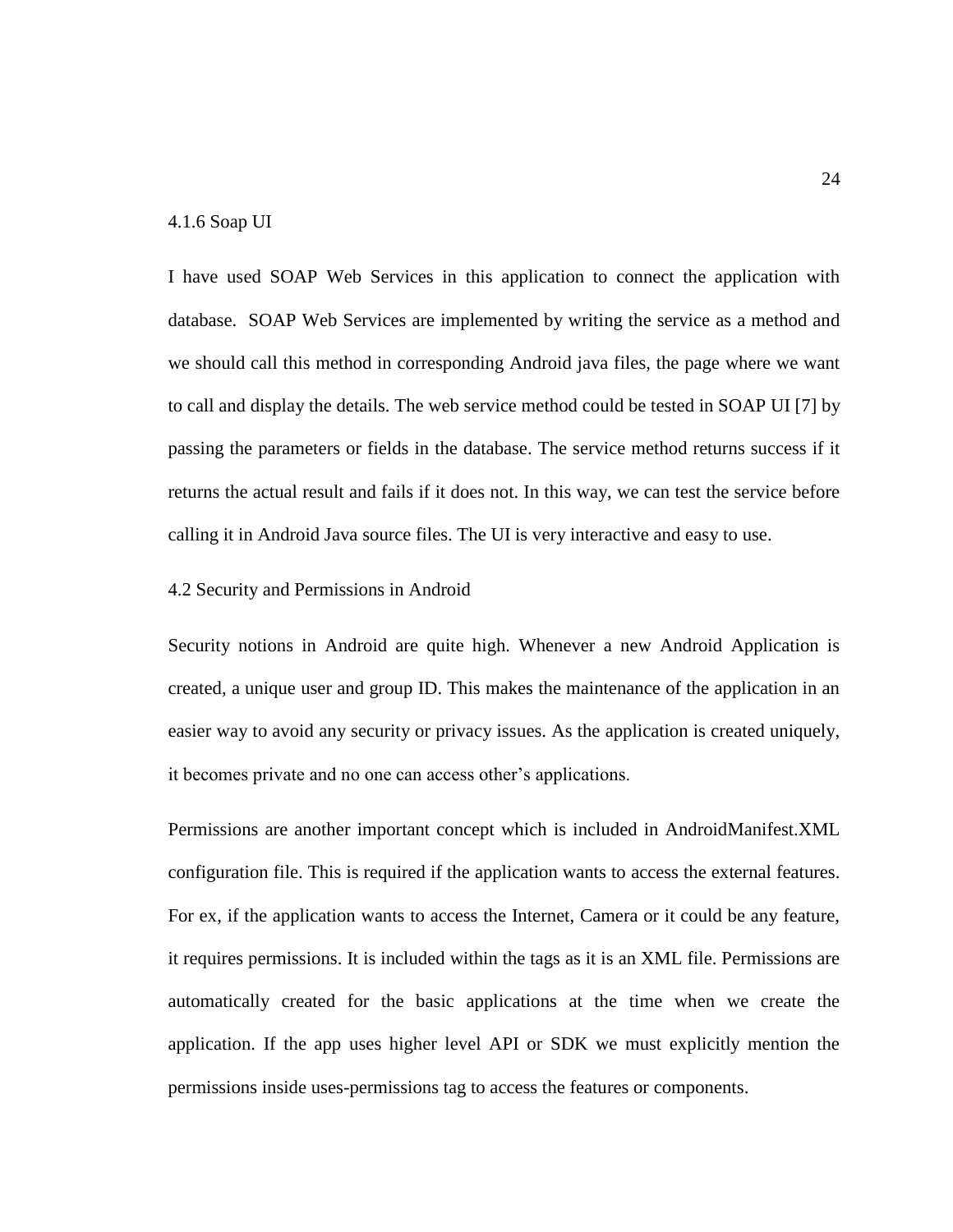### 4.1.6 Soap UI

I have used SOAP Web Services in this application to connect the application with database. SOAP Web Services are implemented by writing the service as a method and we should call this method in corresponding Android java files, the page where we want to call and display the details. The web service method could be tested in SOAP UI [7] by passing the parameters or fields in the database. The service method returns success if it returns the actual result and fails if it does not. In this way, we can test the service before calling it in Android Java source files. The UI is very interactive and easy to use.

## 4.2 Security and Permissions in Android

Security notions in Android are quite high. Whenever a new Android Application is created, a unique user and group ID. This makes the maintenance of the application in an easier way to avoid any security or privacy issues. As the application is created uniquely, it becomes private and no one can access other's applications.

Permissions are another important concept which is included in AndroidManifest.XML configuration file. This is required if the application wants to access the external features. For ex, if the application wants to access the Internet, Camera or it could be any feature, it requires permissions. It is included within the tags as it is an XML file. Permissions are automatically created for the basic applications at the time when we create the application. If the app uses higher level API or SDK we must explicitly mention the permissions inside uses-permissions tag to access the features or components.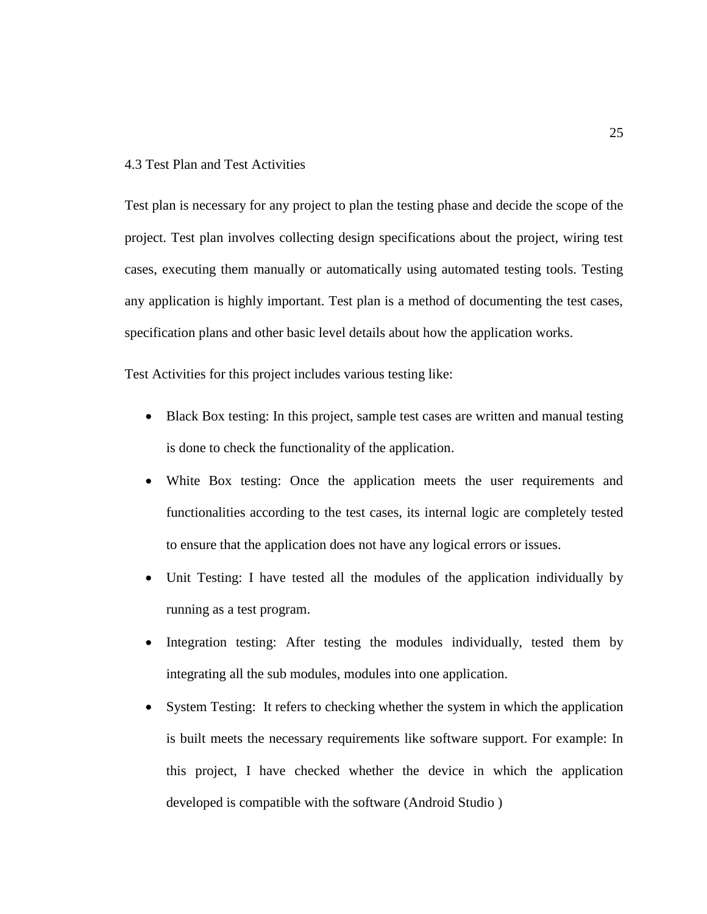## 4.3 Test Plan and Test Activities

Test plan is necessary for any project to plan the testing phase and decide the scope of the project. Test plan involves collecting design specifications about the project, wiring test cases, executing them manually or automatically using automated testing tools. Testing any application is highly important. Test plan is a method of documenting the test cases, specification plans and other basic level details about how the application works.

Test Activities for this project includes various testing like:

- Black Box testing: In this project, sample test cases are written and manual testing is done to check the functionality of the application.
- White Box testing: Once the application meets the user requirements and functionalities according to the test cases, its internal logic are completely tested to ensure that the application does not have any logical errors or issues.
- Unit Testing: I have tested all the modules of the application individually by running as a test program.
- Integration testing: After testing the modules individually, tested them by integrating all the sub modules, modules into one application.
- System Testing: It refers to checking whether the system in which the application is built meets the necessary requirements like software support. For example: In this project, I have checked whether the device in which the application developed is compatible with the software (Android Studio )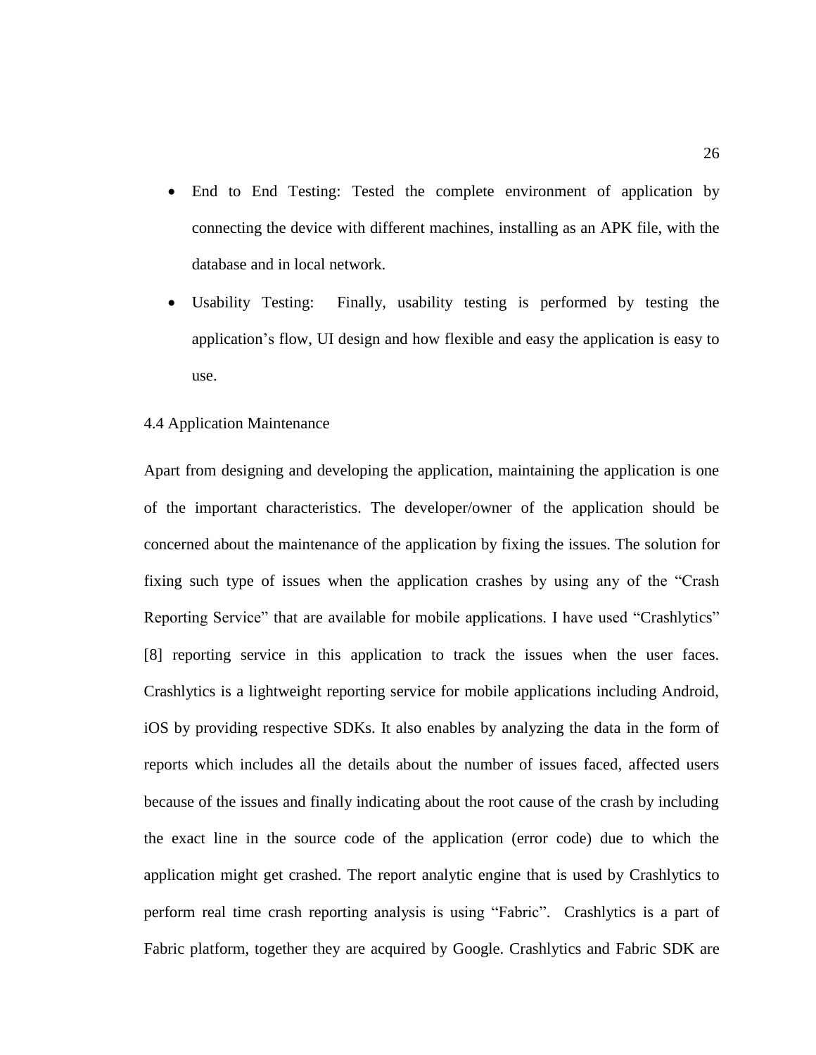- End to End Testing: Tested the complete environment of application by connecting the device with different machines, installing as an APK file, with the database and in local network.
- Usability Testing: Finally, usability testing is performed by testing the application's flow, UI design and how flexible and easy the application is easy to use.

### 4.4 Application Maintenance

Apart from designing and developing the application, maintaining the application is one of the important characteristics. The developer/owner of the application should be concerned about the maintenance of the application by fixing the issues. The solution for fixing such type of issues when the application crashes by using any of the "Crash Reporting Service" that are available for mobile applications. I have used "Crashlytics" [8] reporting service in this application to track the issues when the user faces. Crashlytics is a lightweight reporting service for mobile applications including Android, iOS by providing respective SDKs. It also enables by analyzing the data in the form of reports which includes all the details about the number of issues faced, affected users because of the issues and finally indicating about the root cause of the crash by including the exact line in the source code of the application (error code) due to which the application might get crashed. The report analytic engine that is used by Crashlytics to perform real time crash reporting analysis is using "Fabric". Crashlytics is a part of Fabric platform, together they are acquired by Google. Crashlytics and Fabric SDK are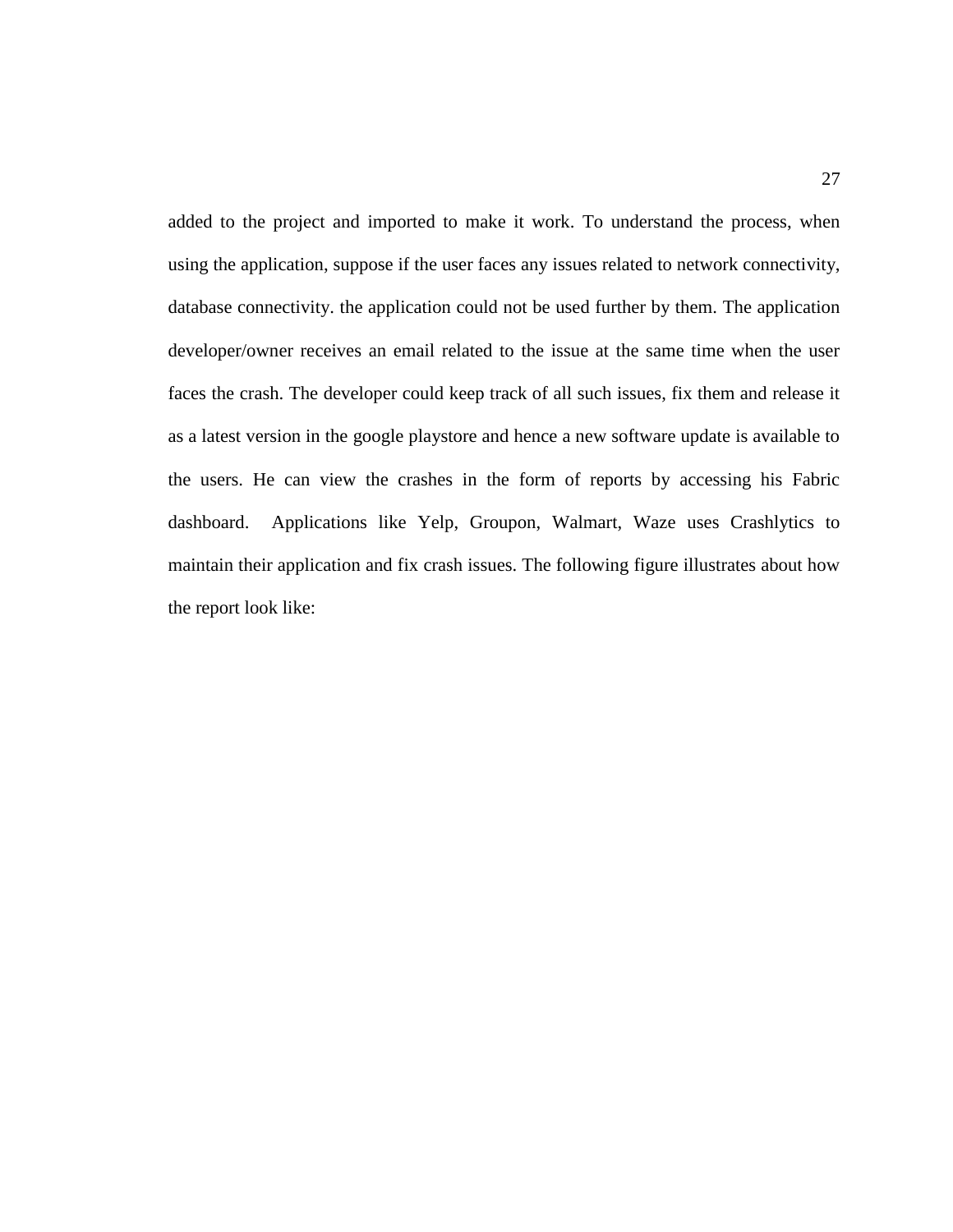added to the project and imported to make it work. To understand the process, when using the application, suppose if the user faces any issues related to network connectivity, database connectivity. the application could not be used further by them. The application developer/owner receives an email related to the issue at the same time when the user faces the crash. The developer could keep track of all such issues, fix them and release it as a latest version in the google playstore and hence a new software update is available to the users. He can view the crashes in the form of reports by accessing his Fabric dashboard.  Applications like Yelp, Groupon, Walmart, Waze uses Crashlytics to maintain their application and fix crash issues. The following figure illustrates about how the report look like: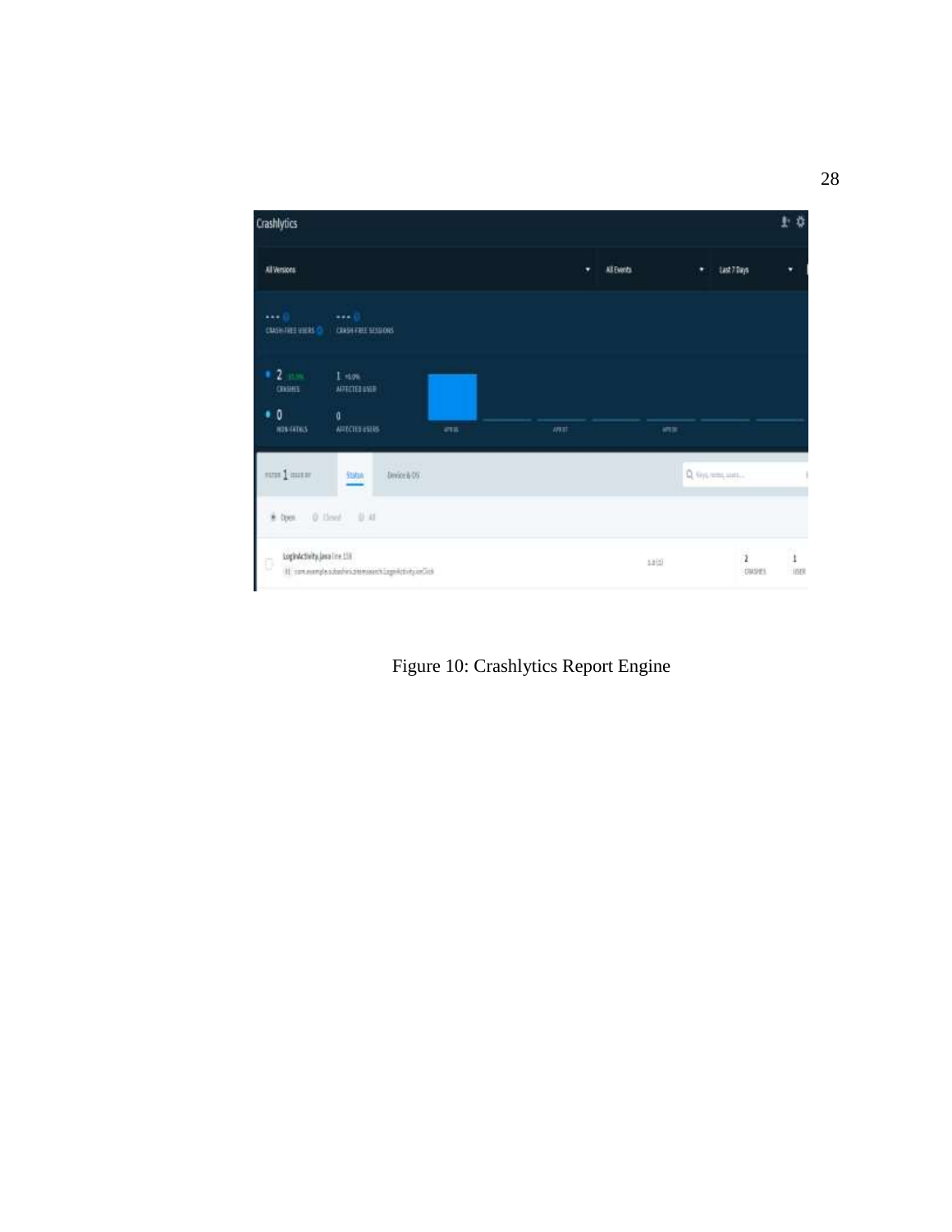Figure 10: Crashlytics Report Engine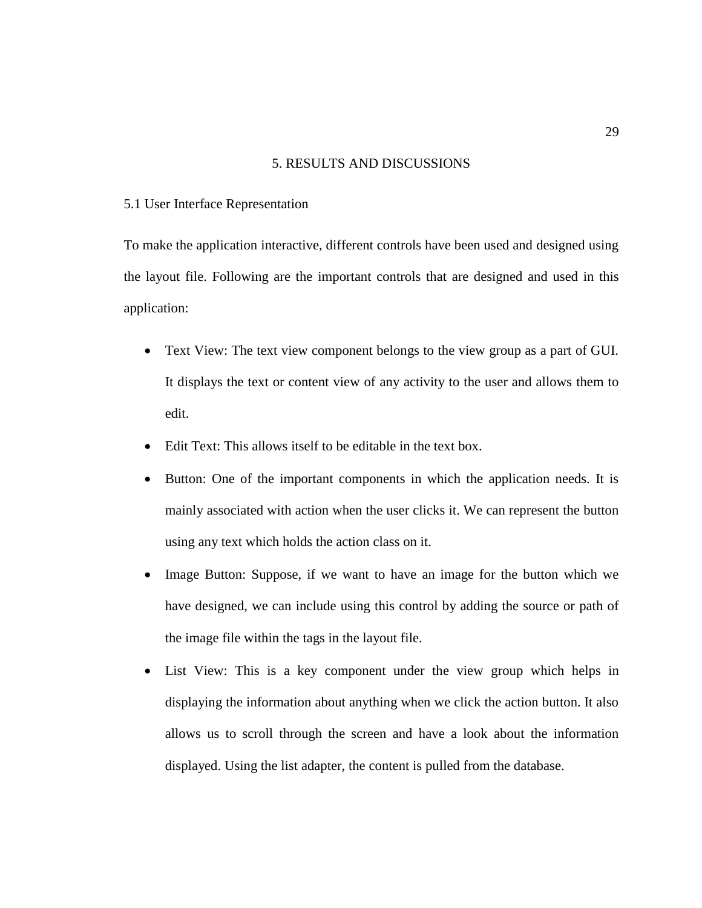# 5. RESULTS AND DISCUSSIONS

## 5.1 User Interface Representation

To make the application interactive, different controls have been used and designed using the layout file. Following are the important controls that are designed and used in this application:

- Text View: The text view component belongs to the view group as a part of GUI. It displays the text or content view of any activity to the user and allows them to edit.
- Edit Text: This allows itself to be editable in the text box.
- Button: One of the important components in which the application needs. It is mainly associated with action when the user clicks it. We can represent the button using any text which holds the action class on it.
- Image Button: Suppose, if we want to have an image for the button which we have designed, we can include using this control by adding the source or path of the image file within the tags in the layout file.
- List View: This is a key component under the view group which helps in displaying the information about anything when we click the action button. It also allows us to scroll through the screen and have a look about the information displayed. Using the list adapter, the content is pulled from the database.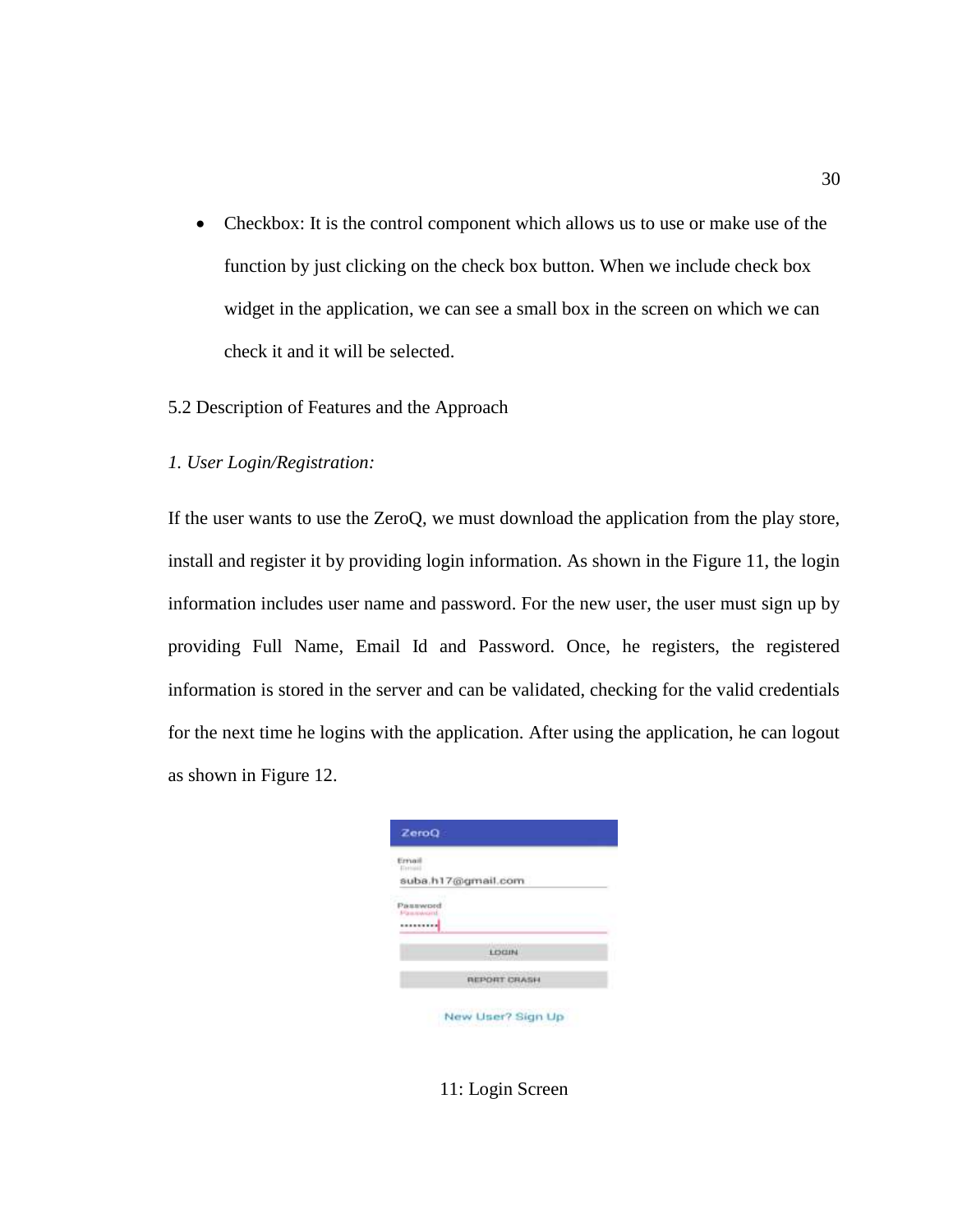- Checkbox: It is the control component which allows us to use or make use of the function by just clicking on the check box button. When we include check box widget in the application, we can see a small box in the screen on which we can check it and it will be selected.

## 5.2 Description of Features and the Approach

*1. User Login/Registration:*

If the user wants to use the ZeroQ, we must download the application from the play store, install and register it by providing login information. As shown in the Figure 11, the login information includes user name and password. For the new user, the user must sign up by providing Full Name, Email Id and Password. Once, he registers, the registered information is stored in the server and can be validated, checking for the valid credentials for the next time he logins with the application. After using the application, he can logout as shown in Figure 12.

11: Login Screen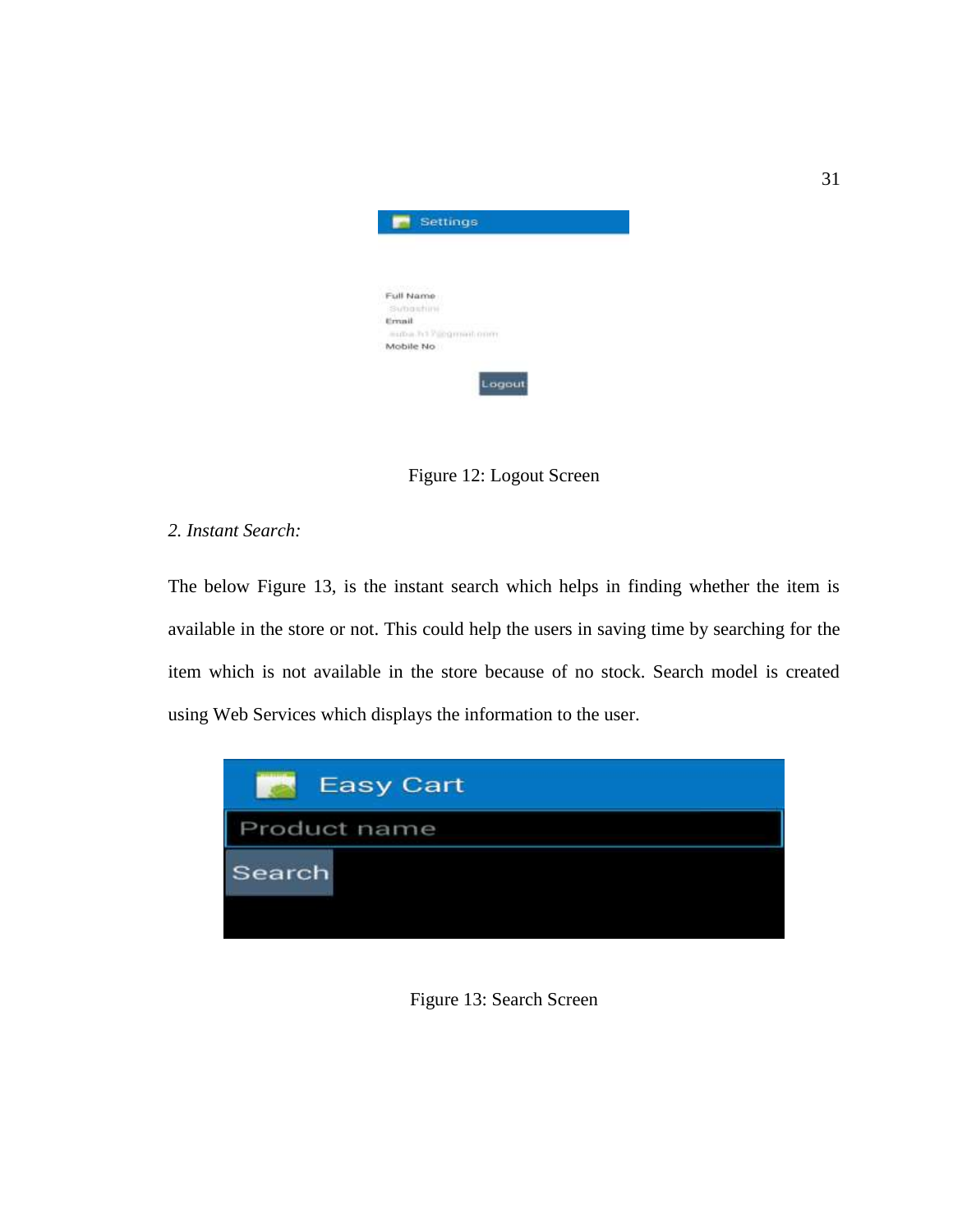Figure 12: Logout Screen

*2. Instant Search:*

The below Figure 13, is the instant search which helps in finding whether the item is available in the store or not. This could help the users in saving time by searching for the item which is not available in the store because of no stock. Search model is created using Web Services which displays the information to the user.

Figure 13: Search Screen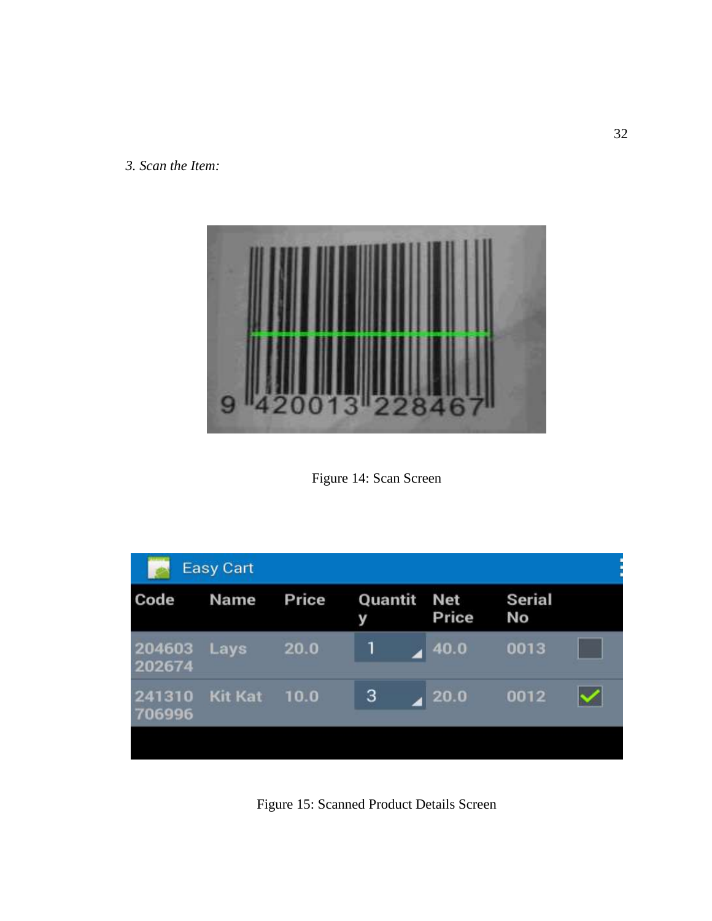*3. Scan the Item:*

Figure 14: Scan Screen

Figure 15: Scanned Product Details Screen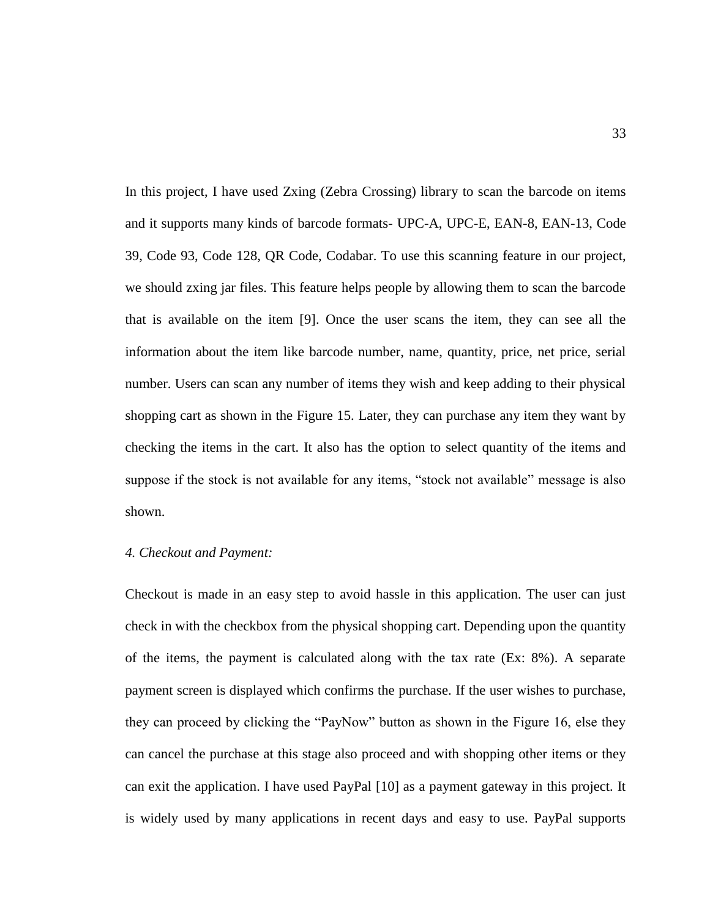In this project, I have used Zxing (Zebra Crossing) library to scan the barcode on items and it supports many kinds of barcode formats- UPC-A, UPC-E, EAN-8, EAN-13, Code 39, Code 93, Code 128, QR Code, Codabar. To use this scanning feature in our project, we should zxing jar files. This feature helps people by allowing them to scan the barcode that is available on the item [9]. Once the user scans the item, they can see all the information about the item like barcode number, name, quantity, price, net price, serial number. Users can scan any number of items they wish and keep adding to their physical shopping cart as shown in the Figure 15. Later, they can purchase any item they want by checking the items in the cart. It also has the option to select quantity of the items and suppose if the stock is not available for any items, "stock not available" message is also shown.

*4. Checkout and Payment:*

Checkout is made in an easy step to avoid hassle in this application. The user can just check in with the checkbox from the physical shopping cart. Depending upon the quantity of the items, the payment is calculated along with the tax rate (Ex: 8%). A separate payment screen is displayed which confirms the purchase. If the user wishes to purchase, they can proceed by clicking the "PayNow" button as shown in the Figure 16, else they can cancel the purchase at this stage also proceed and with shopping other items or they can exit the application. I have used PayPal [10] as a payment gateway in this project. It is widely used by many applications in recent days and easy to use. PayPal supports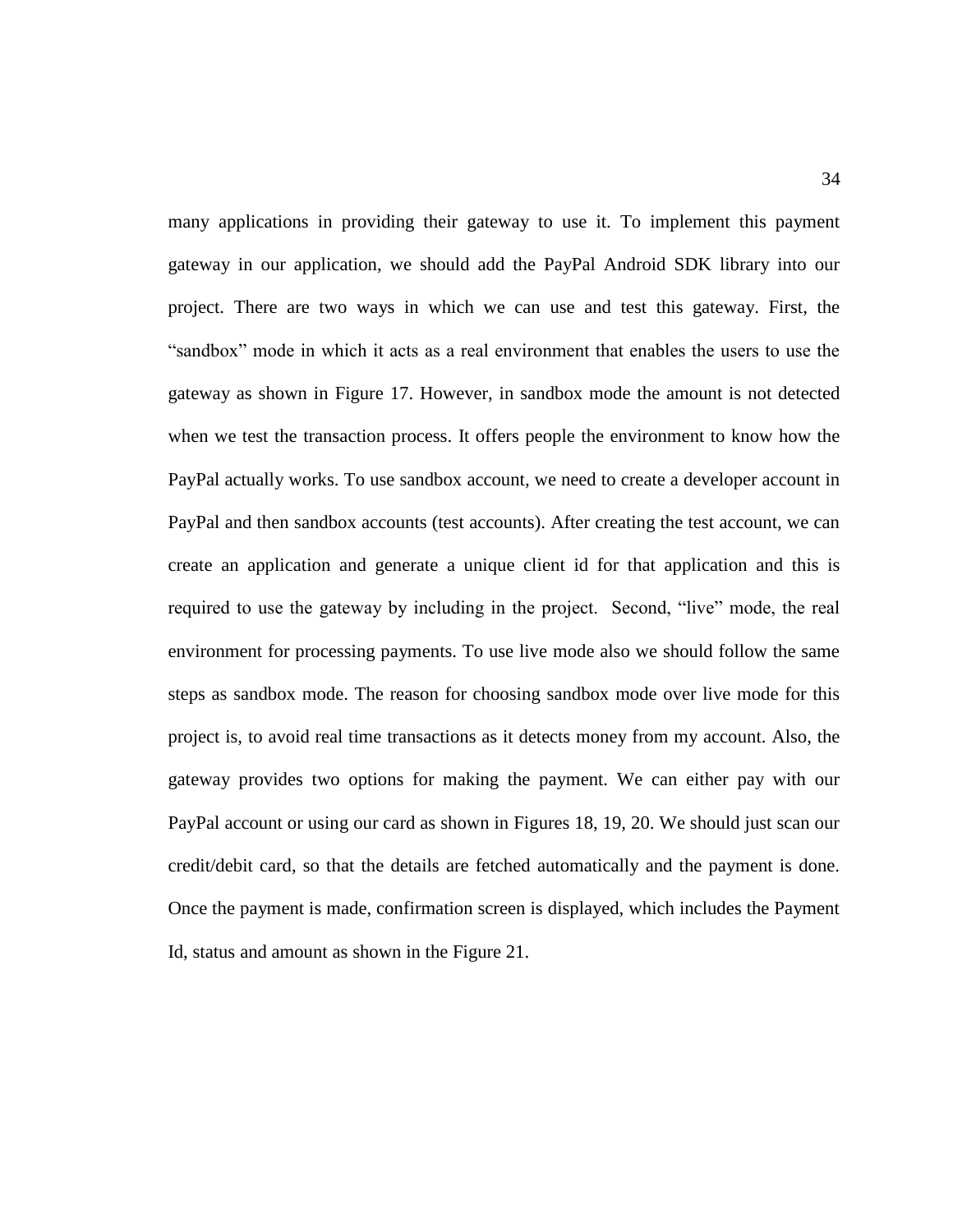many applications in providing their gateway to use it. To implement this payment gateway in our application, we should add the PayPal Android SDK library into our project. There are two ways in which we can use and test this gateway. First, the "sandbox" mode in which it acts as a real environment that enables the users to use the gateway as shown in Figure 17. However, in sandbox mode the amount is not detected when we test the transaction process. It offers people the environment to know how the PayPal actually works. To use sandbox account, we need to create a developer account in PayPal and then sandbox accounts (test accounts). After creating the test account, we can create an application and generate a unique client id for that application and this is required to use the gateway by including in the project. Second, "live" mode, the real environment for processing payments. To use live mode also we should follow the same steps as sandbox mode. The reason for choosing sandbox mode over live mode for this project is, to avoid real time transactions as it detects money from my account. Also, the gateway provides two options for making the payment. We can either pay with our PayPal account or using our card as shown in Figures 18, 19, 20. We should just scan our credit/debit card, so that the details are fetched automatically and the payment is done. Once the payment is made, confirmation screen is displayed, which includes the Payment Id, status and amount as shown in the Figure 21.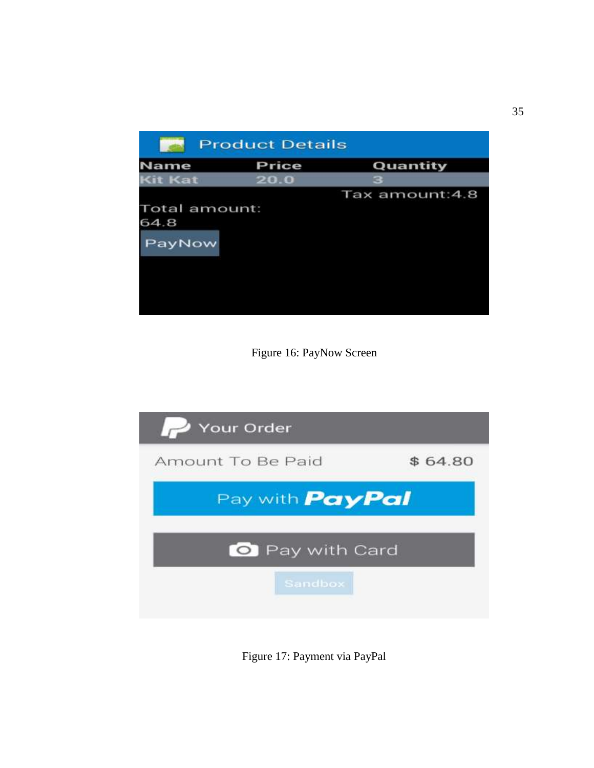Figure 16: PayNow Screen

Figure 17: Payment via PayPal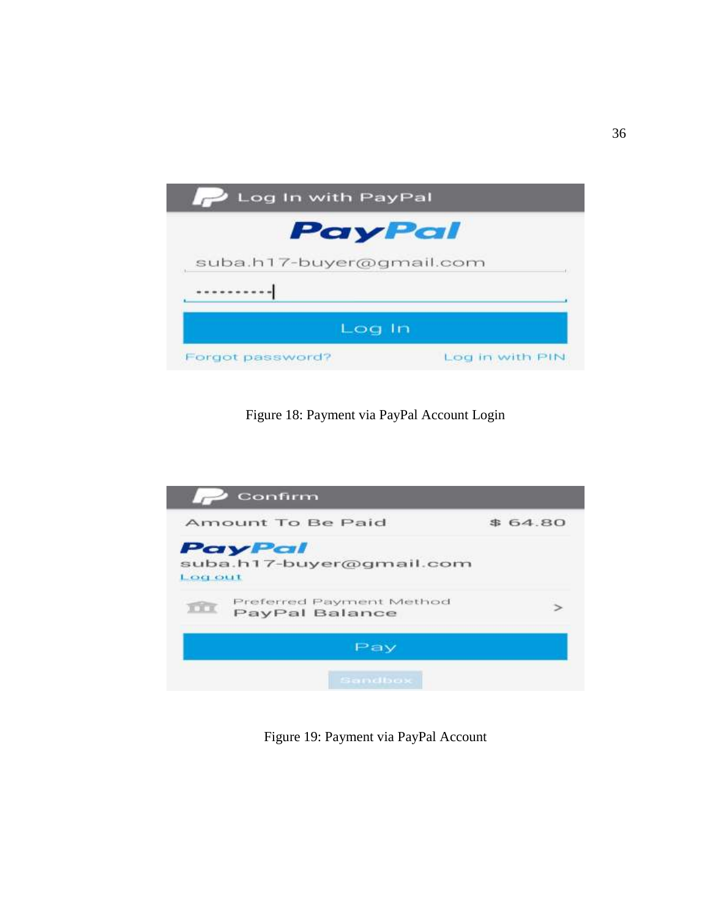Figure 18: Payment via PayPal Account Login

Figure 19: Payment via PayPal Account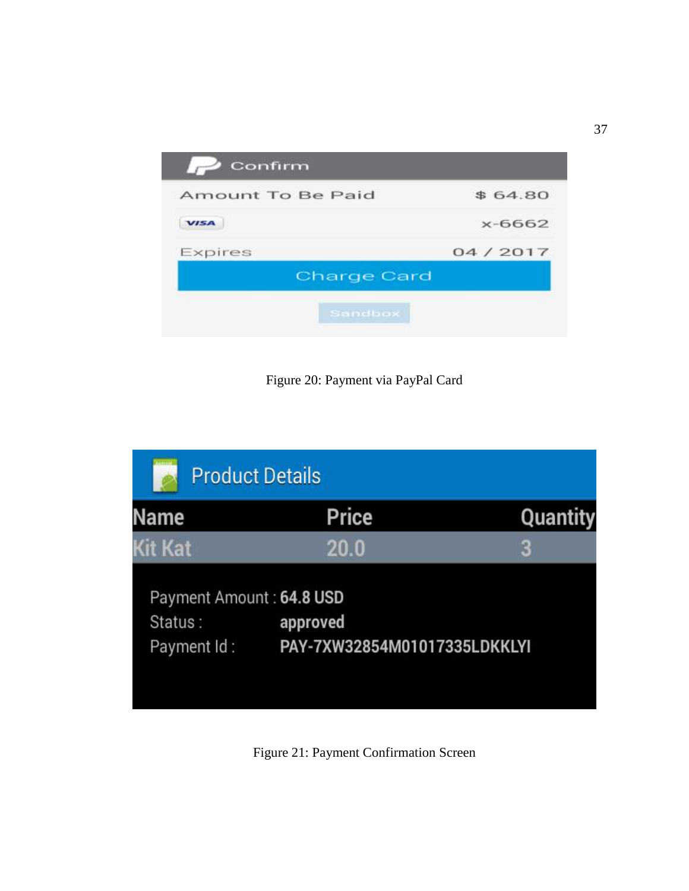Figure 20: Payment via PayPal Card

Figure 21: Payment Confirmation Screen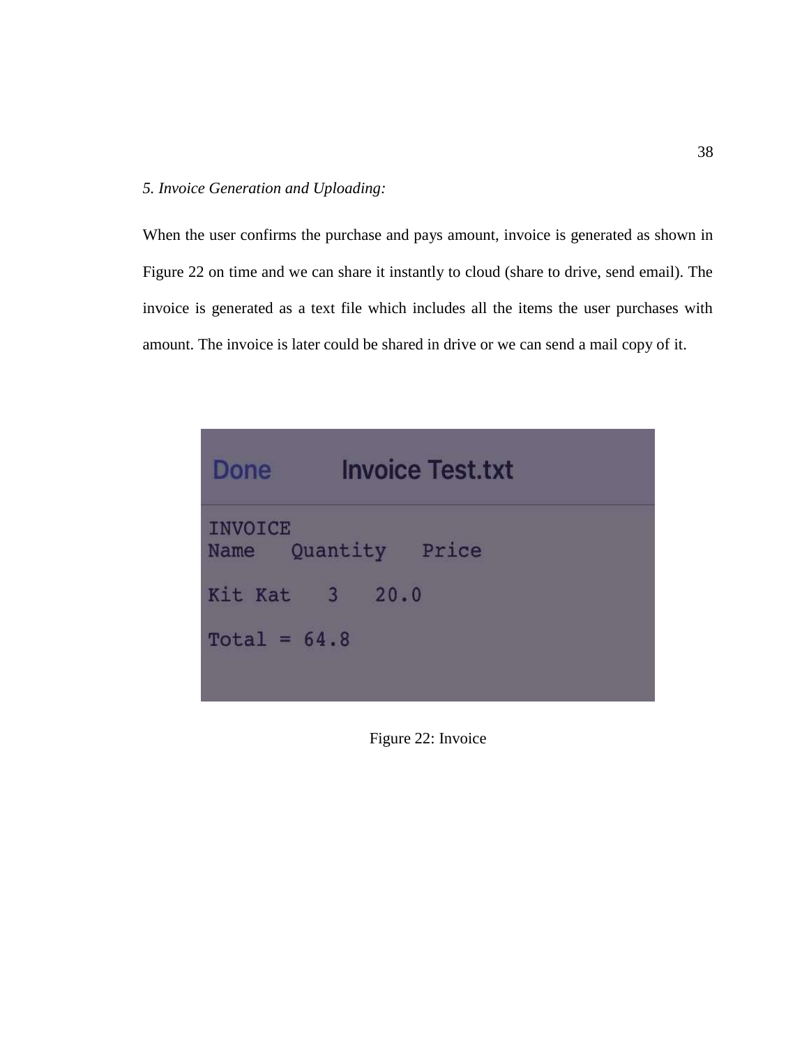*5. Invoice Generation and Uploading:*

When the user confirms the purchase and pays amount, invoice is generated as shown in Figure 22 on time and we can share it instantly to cloud (share to drive, send email). The invoice is generated as a text file which includes all the items the user purchases with amount. The invoice is later could be shared in drive or we can send a mail copy of it.

```
Done        Invoice Test.txt

INVOICE
Name   Quantity   Price

Kit Kat   3   20.0

Total = 64.8
```

Figure 22: Invoice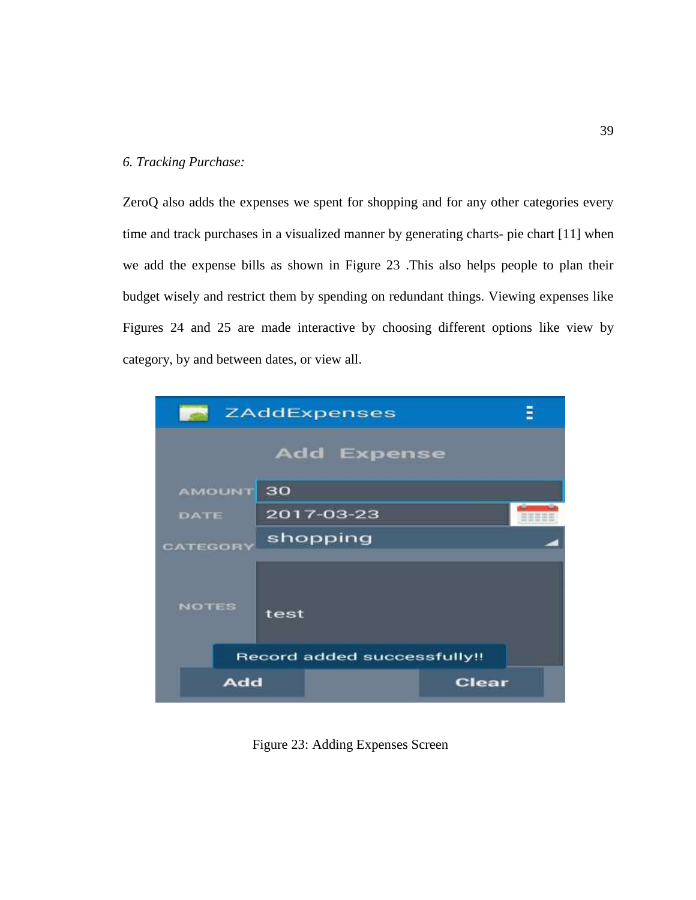*6. Tracking Purchase:*

ZeroQ also adds the expenses we spent for shopping and for any other categories every time and track purchases in a visualized manner by generating charts- pie chart [11] when we add the expense bills as shown in Figure 23 .This also helps people to plan their budget wisely and restrict them by spending on redundant things. Viewing expenses like Figures 24 and 25 are made interactive by choosing different options like view by category, by and between dates, or view all.

Figure 23: Adding Expenses Screen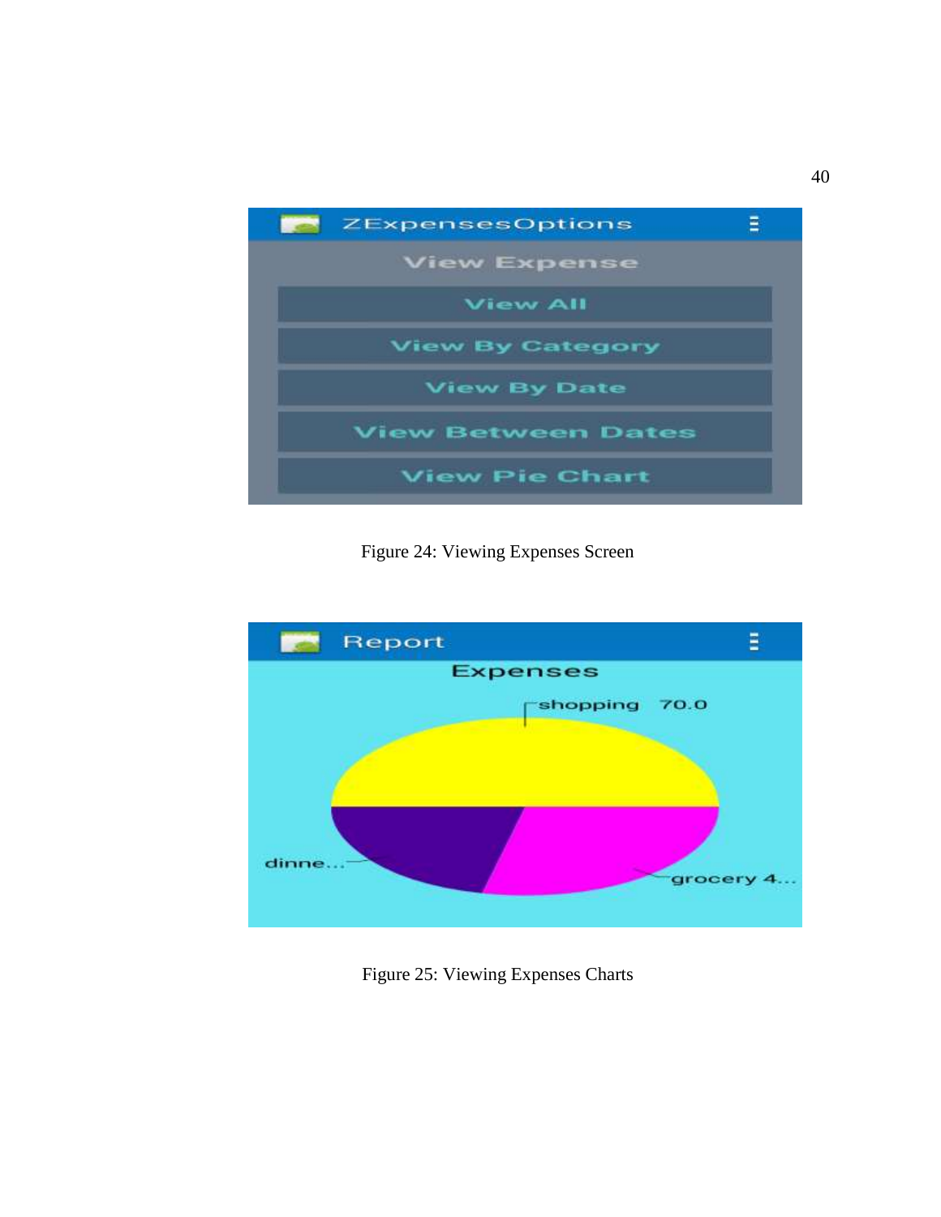Figure 24: Viewing Expenses Screen

Figure 25: Viewing Expenses Charts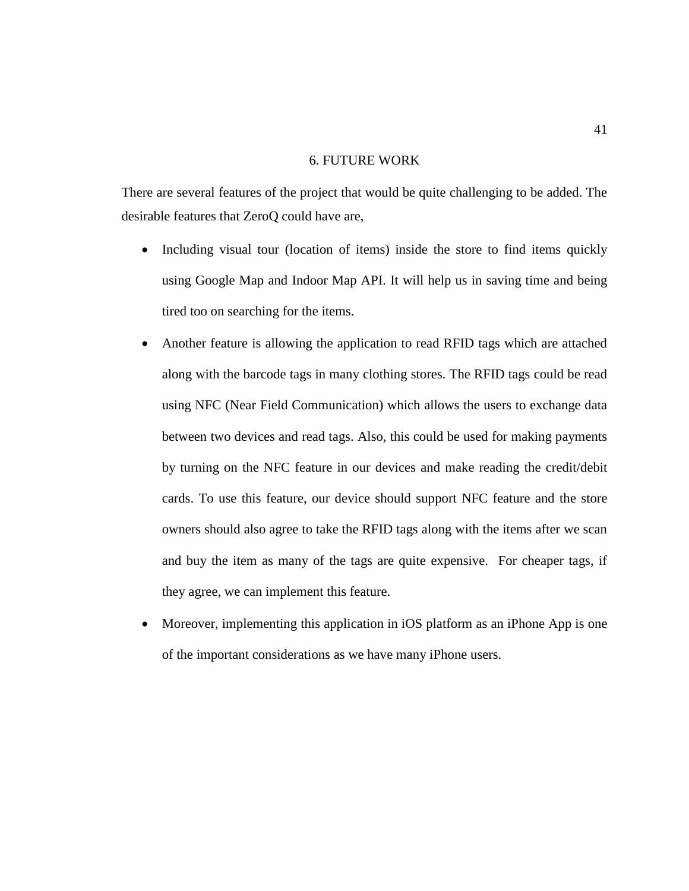# 6. FUTURE WORK

There are several features of the project that would be quite challenging to be added. The desirable features that ZeroQ could have are,

- Including visual tour (location of items) inside the store to find items quickly using Google Map and Indoor Map API. It will help us in saving time and being tired too on searching for the items.
- Another feature is allowing the application to read RFID tags which are attached along with the barcode tags in many clothing stores. The RFID tags could be read using NFC (Near Field Communication) which allows the users to exchange data between two devices and read tags. Also, this could be used for making payments by turning on the NFC feature in our devices and make reading the credit/debit cards. To use this feature, our device should support NFC feature and the store owners should also agree to take the RFID tags along with the items after we scan and buy the item as many of the tags are quite expensive. For cheaper tags, if they agree, we can implement this feature.
- Moreover, implementing this application in iOS platform as an iPhone App is one of the important considerations as we have many iPhone users.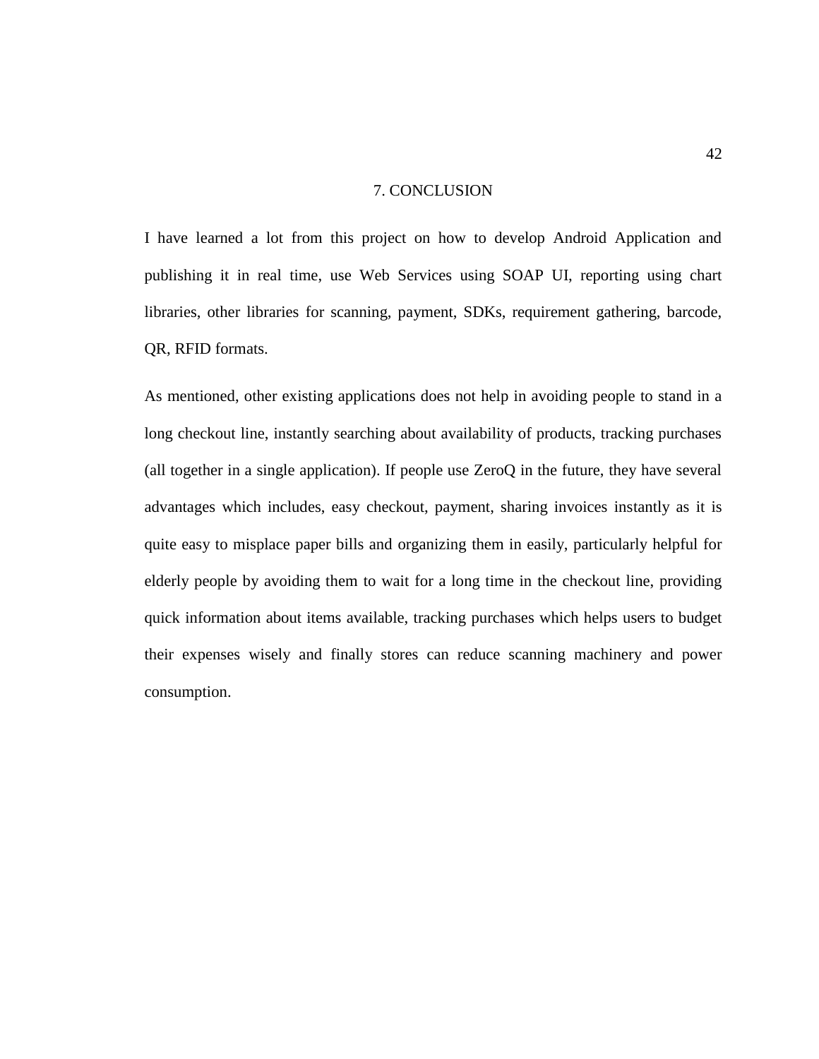# 7. CONCLUSION

I have learned a lot from this project on how to develop Android Application and publishing it in real time, use Web Services using SOAP UI, reporting using chart libraries, other libraries for scanning, payment, SDKs, requirement gathering, barcode, QR, RFID formats.

As mentioned, other existing applications does not help in avoiding people to stand in a long checkout line, instantly searching about availability of products, tracking purchases (all together in a single application). If people use ZeroQ in the future, they have several advantages which includes, easy checkout, payment, sharing invoices instantly as it is quite easy to misplace paper bills and organizing them in easily, particularly helpful for elderly people by avoiding them to wait for a long time in the checkout line, providing quick information about items available, tracking purchases which helps users to budget their expenses wisely and finally stores can reduce scanning machinery and power consumption.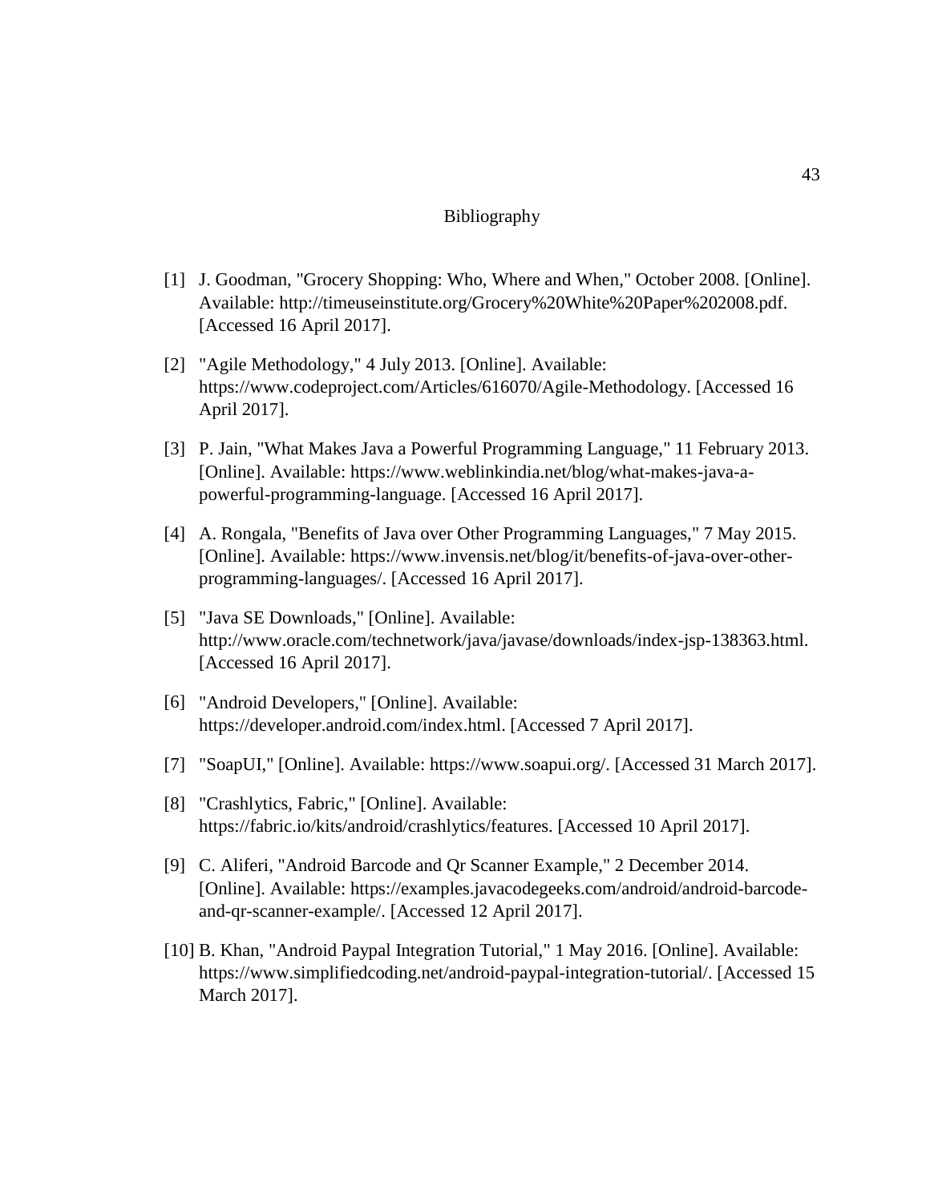# Bibliography

[1] J. Goodman, "Grocery Shopping: Who, Where and When," October 2008. [Online]. Available: http://timeuseinstitute.org/Grocery%20White%20Paper%202008.pdf. [Accessed 16 April 2017].

[2] "Agile Methodology," 4 July 2013. [Online]. Available: https://www.codeproject.com/Articles/616070/Agile-Methodology. [Accessed 16 April 2017].

[3] P. Jain, "What Makes Java a Powerful Programming Language," 11 February 2013. [Online]. Available: https://www.weblinkindia.net/blog/what-makes-java-a-powerful-programming-language. [Accessed 16 April 2017].

[4] A. Rongala, "Benefits of Java over Other Programming Languages," 7 May 2015. [Online]. Available: https://www.invensis.net/blog/it/benefits-of-java-over-other-programming-languages/. [Accessed 16 April 2017].

[5] "Java SE Downloads," [Online]. Available: http://www.oracle.com/technetwork/java/javase/downloads/index-jsp-138363.html. [Accessed 16 April 2017].

[6] "Android Developers," [Online]. Available: https://developer.android.com/index.html. [Accessed 7 April 2017].

[7] "SoapUI," [Online]. Available: https://www.soapui.org/. [Accessed 31 March 2017].

[8] "Crashlytics, Fabric," [Online]. Available: https://fabric.io/kits/android/crashlytics/features. [Accessed 10 April 2017].

[9] C. Aliferi, "Android Barcode and Qr Scanner Example," 2 December 2014. [Online]. Available: https://examples.javacodegeeks.com/android/android-barcode-and-qr-scanner-example/. [Accessed 12 April 2017].

[10] B. Khan, "Android Paypal Integration Tutorial," 1 May 2016. [Online]. Available: https://www.simplifiedcoding.net/android-paypal-integration-tutorial/. [Accessed 15 March 2017].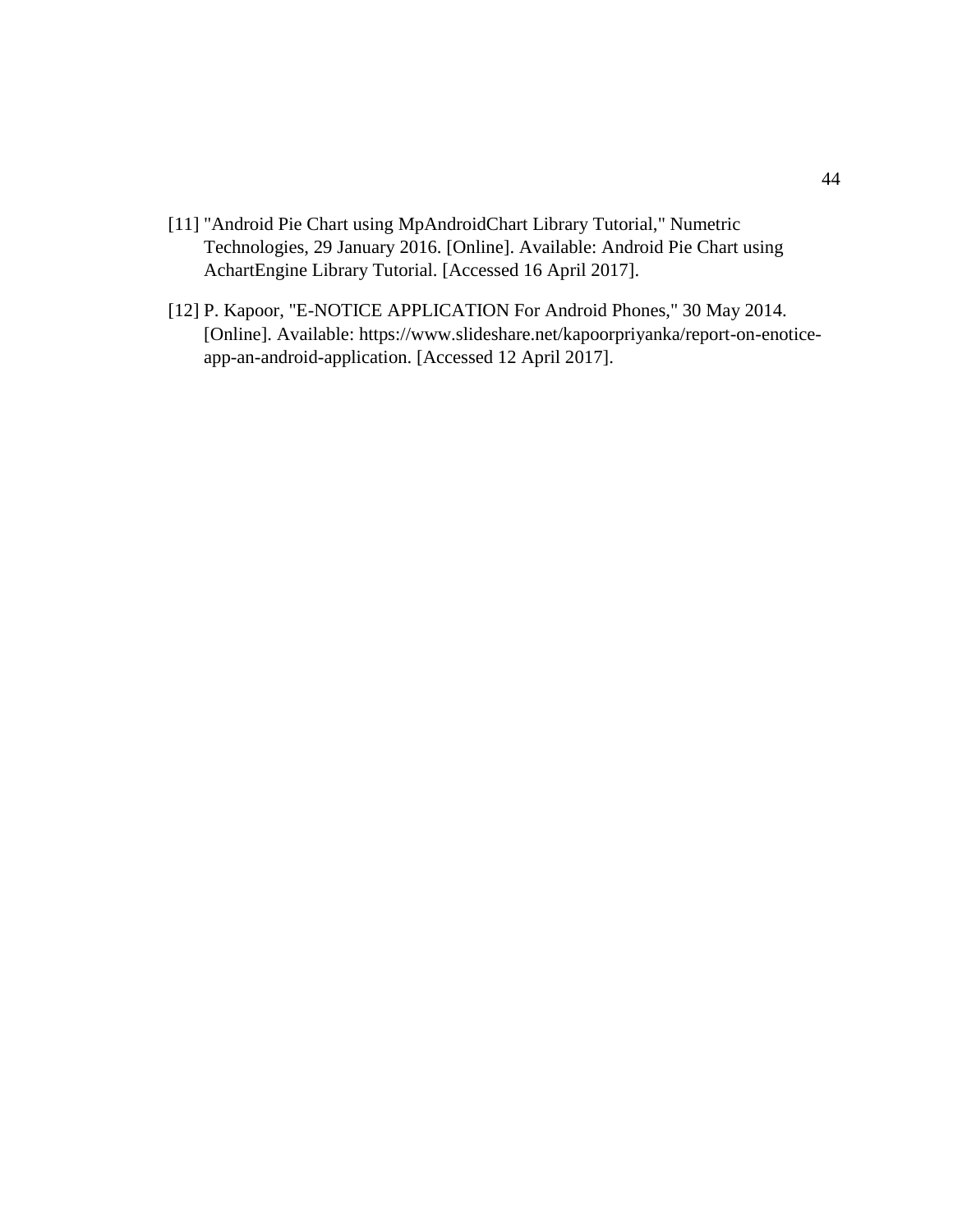[11] "Android Pie Chart using MpAndroidChart Library Tutorial," Numetric Technologies, 29 January 2016. [Online]. Available: Android Pie Chart using AchartEngine Library Tutorial. [Accessed 16 April 2017].

[12] P. Kapoor, "E-NOTICE APPLICATION For Android Phones," 30 May 2014. [Online]. Available: https://www.slideshare.net/kapoorpriyanka/report-on-enotice-app-an-android-application. [Accessed 12 April 2017].